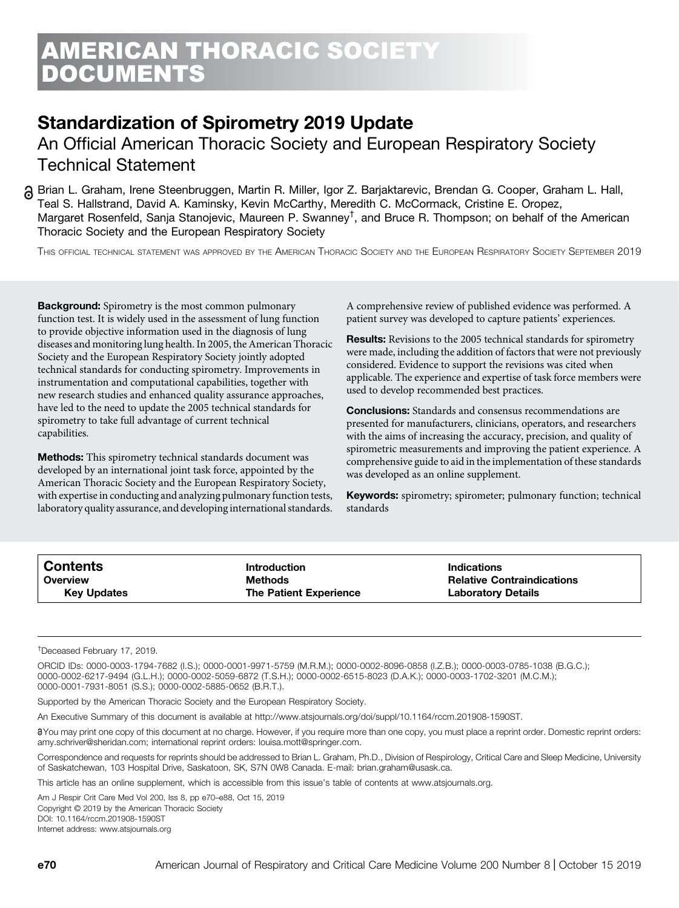# AMERICAN THORACIC SOCIETY DOCUMENTS

# Standardization of Spirometry 2019 Update

## An Official American Thoracic Society and European Respiratory Society Technical Statement

Brian L. Graham, Irene Steenbruggen, Martin R. Miller, Igor Z. Barjaktarevic, Brendan G. Cooper, Graham L. Hall, Teal S. Hallstrand, David A. Kaminsky, Kevin McCarthy, Meredith C. McCormack, Cristine E. Oropez, Margaret Rosenfeld, Sanja Stanojevic, Maureen P. Swanney†, and Bruce R. Thompson; on behalf of the American Thoracic Society and the European Respiratory Society

This official technical statement was approved by the American Thoracic Society and the European Respiratory Society September 2019

**Background:** Spirometry is the most common pulmonary function test. It is widely used in the assessment of lung function to provide objective information used in the diagnosis of lung diseases and monitoring lung health. In 2005, the American Thoracic Society and the European Respiratory Society jointly adopted technical standards for conducting spirometry. Improvements in instrumentation and computational capabilities, together with new research studies and enhanced quality assurance approaches, have led to the need to update the 2005 technical standards for spirometry to take full advantage of current technical capabilities.

**Methods:** This spirometry technical standards document was developed by an international joint task force, appointed by the American Thoracic Society and the European Respiratory Society, with expertise in conducting and analyzing pulmonary function tests, laboratory quality assurance, and developing international standards. A comprehensive review of published evidence was performed. A patient survey was developed to capture patients' experiences.

**Results:** Revisions to the 2005 technical standards for spirometry were made, including the addition of factors that were not previously considered. Evidence to support the revisions was cited when applicable. The experience and expertise of task force members were used to develop recommended best practices.

**Conclusions:** Standards and consensus recommendations are presented for manufacturers, clinicians, operators, and researchers with the aims of increasing the accuracy, precision, and quality of spirometric measurements and improving the patient experience. A comprehensive guide to aid in the implementation of these standards was developed as an online supplement.

**Keywords:** spirometry; spirometer; pulmonary function; technical standards

| Contents | | |
|---|---|---|
| **Overview** | **Introduction** | **Indications** |
| **Key Updates** | **Methods** | **Relative Contraindications** |
| | **The Patient Experience** | **Laboratory Details** |

†Deceased February 17, 2019.

ORCID IDs: 0000-0003-1794-7682 (I.S.); 0000-0001-9971-5759 (M.R.M.); 0000-0002-8096-0858 (I.Z.B.); 0000-0003-0785-1038 (B.G.C.); 0000-0002-6217-9494 (G.L.H.); 0000-0002-5059-6872 (T.S.H.); 0000-0002-6515-8023 (D.A.K.); 0000-0003-1702-3201 (M.C.M.); 0000-0001-7931-8051 (S.S.); 0000-0002-5885-0652 (B.R.T.).

Supported by the American Thoracic Society and the European Respiratory Society.

An Executive Summary of this document is available at http://www.atsjournals.org/doi/suppl/10.1164/rccm.201908-1590ST.

You may print one copy of this document at no charge. However, if you require more than one copy, you must place a reprint order. Domestic reprint orders: amy.schriver@sheridan.com; international reprint orders: louisa.mott@springer.com.

Correspondence and requests for reprints should be addressed to Brian L. Graham, Ph.D., Division of Respirology, Critical Care and Sleep Medicine, University of Saskatchewan, 103 Hospital Drive, Saskatoon, SK, S7N 0W8 Canada. E-mail: brian.graham@usask.ca.

This article has an online supplement, which is accessible from this issue's table of contents at www.atsjournals.org.

Am J Respir Crit Care Med Vol 200, Iss 8, pp e70–e88, Oct 15, 2019
Copyright © 2019 by the American Thoracic Society
DOI: 10.1164/rccm.201908-1590ST
Internet address: www.atsjournals.org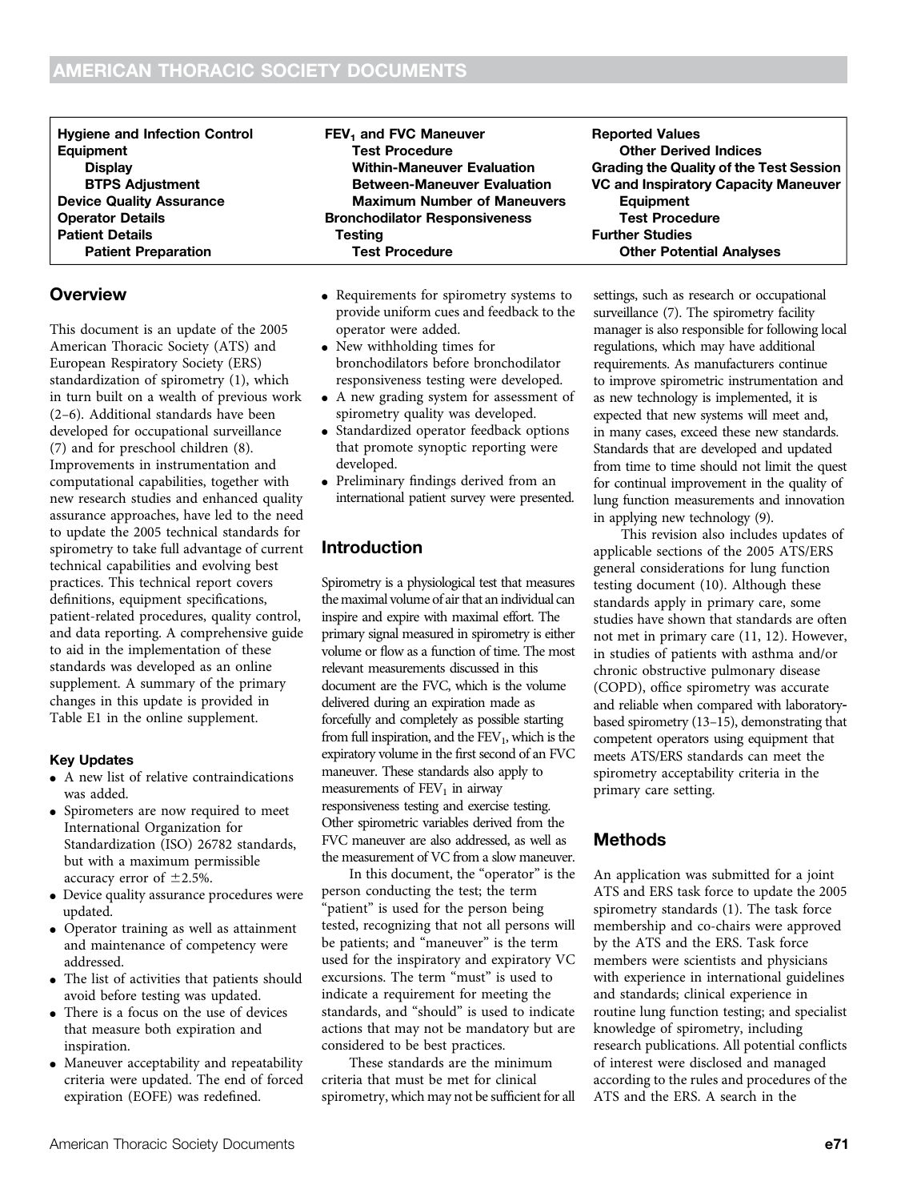| | | |
|---|---|---|
| **Hygiene and Infection Control** | **$FEV_1$ and FVC Maneuver** | **Reported Values** |
| **Equipment** | **Test Procedure** | **Other Derived Indices** |
| **Display** | **Within-Maneuver Evaluation** | **Grading the Quality of the Test Session** |
| **BTPS Adjustment** | **Between-Maneuver Evaluation** | **VC and Inspiratory Capacity Maneuver** |
| **Device Quality Assurance** | **Maximum Number of Maneuvers** | **Equipment** |
| **Operator Details** | **Bronchodilator Responsiveness** | **Test Procedure** |
| **Patient Details** | **Testing** | **Further Studies** |
| **Patient Preparation** | **Test Procedure** | **Other Potential Analyses** |

## Overview

This document is an update of the 2005 American Thoracic Society (ATS) and European Respiratory Society (ERS) standardization of spirometry (1), which in turn built on a wealth of previous work (2–6). Additional standards have been developed for occupational surveillance (7) and for preschool children (8). Improvements in instrumentation and computational capabilities, together with new research studies and enhanced quality assurance approaches, have led to the need to update the 2005 technical standards for spirometry to take full advantage of current technical capabilities and evolving best practices. This technical report covers definitions, equipment specifications, patient-related procedures, quality control, and data reporting. A comprehensive guide to aid in the implementation of these standards was developed as an online supplement. A summary of the primary changes in this update is provided in Table E1 in the online supplement.

#### Key Updates

- A new list of relative contraindications was added.
- Spirometers are now required to meet International Organization for Standardization (ISO) 26782 standards, but with a maximum permissible accuracy error of $\pm 2.5\%$.
- Device quality assurance procedures were updated.
- Operator training as well as attainment and maintenance of competency were addressed.
- The list of activities that patients should avoid before testing was updated.
- There is a focus on the use of devices that measure both expiration and inspiration.
- Maneuver acceptability and repeatability criteria were updated. The end of forced expiration (EOFE) was redefined.
- Requirements for spirometry systems to provide uniform cues and feedback to the operator were added.
- New withholding times for bronchodilators before bronchodilator responsiveness testing were developed.
- A new grading system for assessment of spirometry quality was developed.
- Standardized operator feedback options that promote synoptic reporting were developed.
- Preliminary findings derived from an international patient survey were presented.

## Introduction

Spirometry is a physiological test that measures the maximal volume of air that an individual can inspire and expire with maximal effort. The primary signal measured in spirometry is either volume or flow as a function of time. The most relevant measurements discussed in this document are the FVC, which is the volume delivered during an expiration made as forcefully and completely as possible starting from full inspiration, and the $FEV_1$, which is the expiratory volume in the first second of an FVC maneuver. These standards also apply to measurements of $FEV_1$ in airway responsiveness testing and exercise testing. Other spirometric variables derived from the FVC maneuver are also addressed, as well as the measurement of VC from a slow maneuver.

In this document, the "operator" is the person conducting the test; the term "patient" is used for the person being tested, recognizing that not all persons will be patients; and "maneuver" is the term used for the inspiratory and expiratory VC excursions. The term "must" is used to indicate a requirement for meeting the standards, and "should" is used to indicate actions that may not be mandatory but are considered to be best practices.

These standards are the minimum criteria that must be met for clinical spirometry, which may not be sufficient for all settings, such as research or occupational surveillance (7). The spirometry facility manager is also responsible for following local regulations, which may have additional requirements. As manufacturers continue to improve spirometric instrumentation and as new technology is implemented, it is expected that new systems will meet and, in many cases, exceed these new standards. Standards that are developed and updated from time to time should not limit the quest for continual improvement in the quality of lung function measurements and innovation in applying new technology (9).

This revision also includes updates of applicable sections of the 2005 ATS/ERS general considerations for lung function testing document (10). Although these standards apply in primary care, some studies have shown that standards are often not met in primary care (11, 12). However, in studies of patients with asthma and/or chronic obstructive pulmonary disease (COPD), office spirometry was accurate and reliable when compared with laboratory-based spirometry (13–15), demonstrating that competent operators using equipment that meets ATS/ERS standards can meet the spirometry acceptability criteria in the primary care setting.

## Methods

An application was submitted for a joint ATS and ERS task force to update the 2005 spirometry standards (1). The task force membership and co-chairs were approved by the ATS and the ERS. Task force members were scientists and physicians with experience in international guidelines and standards; clinical experience in routine lung function testing; and specialist knowledge of spirometry, including research publications. All potential conflicts of interest were disclosed and managed according to the rules and procedures of the ATS and the ERS. A search in the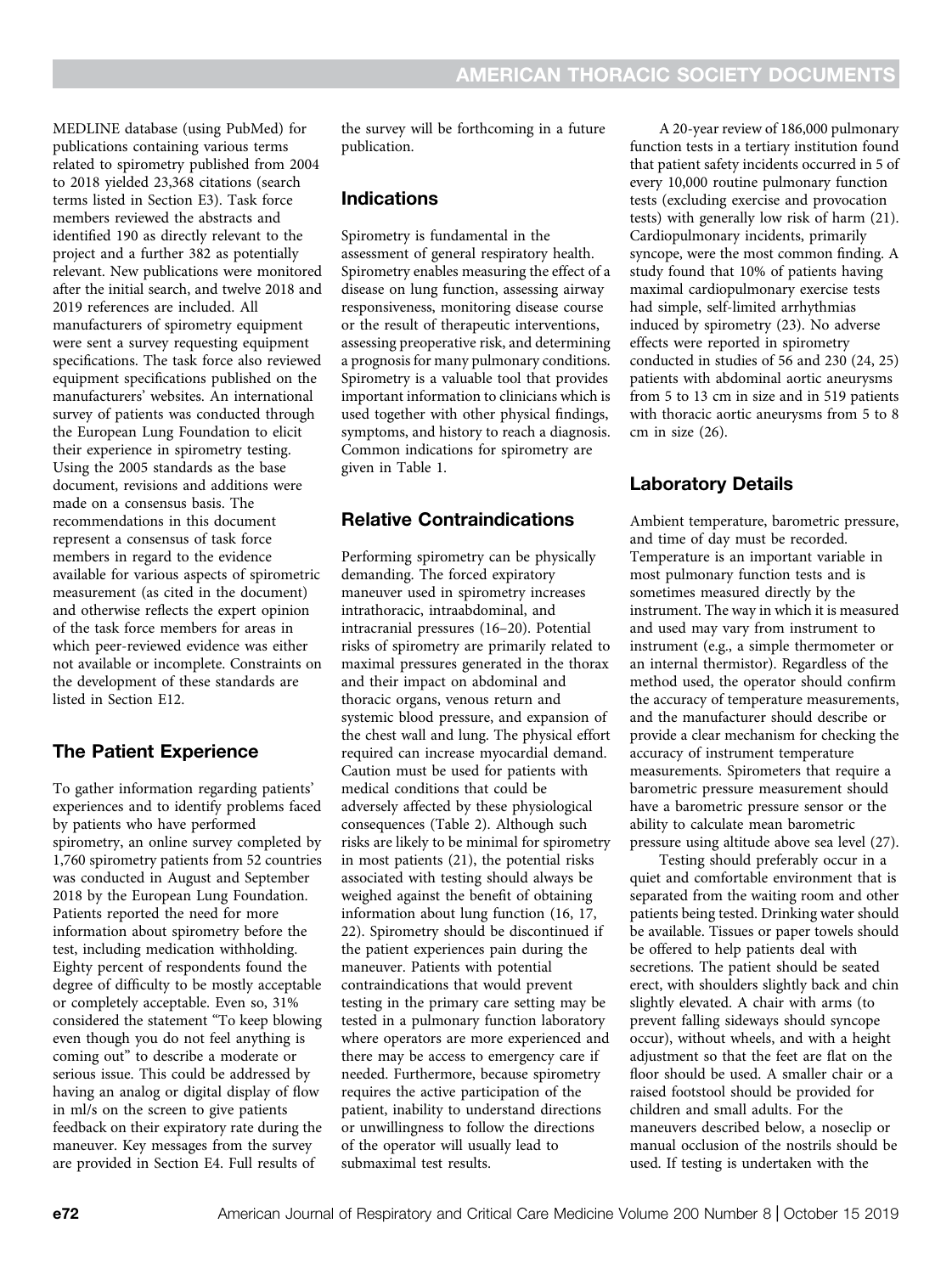MEDLINE database (using PubMed) for publications containing various terms related to spirometry published from 2004 to 2018 yielded 23,368 citations (search terms listed in Section E3). Task force members reviewed the abstracts and identified 190 as directly relevant to the project and a further 382 as potentially relevant. New publications were monitored after the initial search, and twelve 2018 and 2019 references are included. All manufacturers of spirometry equipment were sent a survey requesting equipment specifications. The task force also reviewed equipment specifications published on the manufacturers' websites. An international survey of patients was conducted through the European Lung Foundation to elicit their experience in spirometry testing. Using the 2005 standards as the base document, revisions and additions were made on a consensus basis. The recommendations in this document represent a consensus of task force members in regard to the evidence available for various aspects of spirometric measurement (as cited in the document) and otherwise reflects the expert opinion of the task force members for areas in which peer-reviewed evidence was either not available or incomplete. Constraints on the development of these standards are listed in Section E12.

## The Patient Experience

To gather information regarding patients' experiences and to identify problems faced by patients who have performed spirometry, an online survey completed by 1,760 spirometry patients from 52 countries was conducted in August and September 2018 by the European Lung Foundation. Patients reported the need for more information about spirometry before the test, including medication withholding. Eighty percent of respondents found the degree of difficulty to be mostly acceptable or completely acceptable. Even so, 31% considered the statement "To keep blowing even though you do not feel anything is coming out" to describe a moderate or serious issue. This could be addressed by having an analog or digital display of flow in ml/s on the screen to give patients feedback on their expiratory rate during the maneuver. Key messages from the survey are provided in Section E4. Full results of the survey will be forthcoming in a future publication.

## Indications

Spirometry is fundamental in the assessment of general respiratory health. Spirometry enables measuring the effect of a disease on lung function, assessing airway responsiveness, monitoring disease course or the result of therapeutic interventions, assessing preoperative risk, and determining a prognosis for many pulmonary conditions. Spirometry is a valuable tool that provides important information to clinicians which is used together with other physical findings, symptoms, and history to reach a diagnosis. Common indications for spirometry are given in Table 1.

## Relative Contraindications

Performing spirometry can be physically demanding. The forced expiratory maneuver used in spirometry increases intrathoracic, intraabdominal, and intracranial pressures (16–20). Potential risks of spirometry are primarily related to maximal pressures generated in the thorax and their impact on abdominal and thoracic organs, venous return and systemic blood pressure, and expansion of the chest wall and lung. The physical effort required can increase myocardial demand. Caution must be used for patients with medical conditions that could be adversely affected by these physiological consequences (Table 2). Although such risks are likely to be minimal for spirometry in most patients (21), the potential risks associated with testing should always be weighed against the benefit of obtaining information about lung function (16, 17, 22). Spirometry should be discontinued if the patient experiences pain during the maneuver. Patients with potential contraindications that would prevent testing in the primary care setting may be tested in a pulmonary function laboratory where operators are more experienced and there may be access to emergency care if needed. Furthermore, because spirometry requires the active participation of the patient, inability to understand directions or unwillingness to follow the directions of the operator will usually lead to submaximal test results.

A 20-year review of 186,000 pulmonary function tests in a tertiary institution found that patient safety incidents occurred in 5 of every 10,000 routine pulmonary function tests (excluding exercise and provocation tests) with generally low risk of harm (21). Cardiopulmonary incidents, primarily syncope, were the most common finding. A study found that 10% of patients having maximal cardiopulmonary exercise tests had simple, self-limited arrhythmias induced by spirometry (23). No adverse effects were reported in spirometry conducted in studies of 56 and 230 (24, 25) patients with abdominal aortic aneurysms from 5 to 13 cm in size and in 519 patients with thoracic aortic aneurysms from 5 to 8 cm in size (26).

## Laboratory Details

Ambient temperature, barometric pressure, and time of day must be recorded. Temperature is an important variable in most pulmonary function tests and is sometimes measured directly by the instrument. The way in which it is measured and used may vary from instrument to instrument (e.g., a simple thermometer or an internal thermistor). Regardless of the method used, the operator should confirm the accuracy of temperature measurements, and the manufacturer should describe or provide a clear mechanism for checking the accuracy of instrument temperature measurements. Spirometers that require a barometric pressure measurement should have a barometric pressure sensor or the ability to calculate mean barometric pressure using altitude above sea level (27).

Testing should preferably occur in a quiet and comfortable environment that is separated from the waiting room and other patients being tested. Drinking water should be available. Tissues or paper towels should be offered to help patients deal with secretions. The patient should be seated erect, with shoulders slightly back and chin slightly elevated. A chair with arms (to prevent falling sideways should syncope occur), without wheels, and with a height adjustment so that the feet are flat on the floor should be used. A smaller chair or a raised footstool should be provided for children and small adults. For the maneuvers described below, a noseclip or manual occlusion of the nostrils should be used. If testing is undertaken with the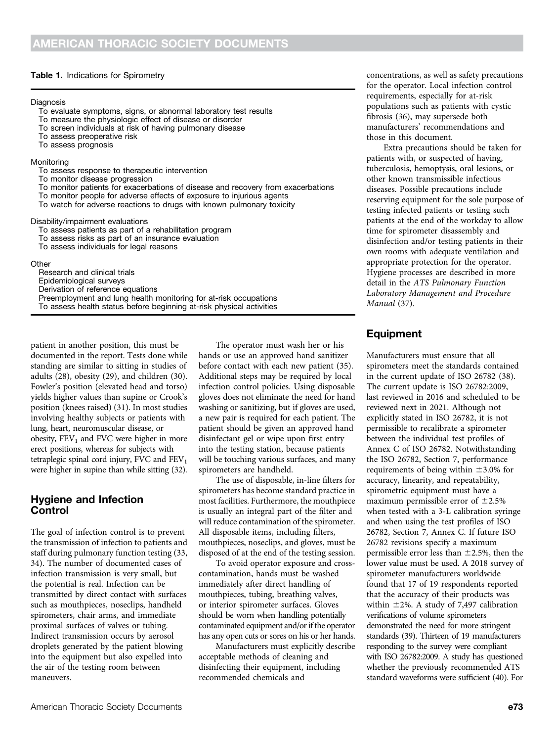**Table 1.** Indications for Spirometry

| |
|---|
| **Diagnosis** |
| To evaluate symptoms, signs, or abnormal laboratory test results |
| To measure the physiologic effect of disease or disorder |
| To screen individuals at risk of having pulmonary disease |
| To assess preoperative risk |
| To assess prognosis |
| **Monitoring** |
| To assess response to therapeutic intervention |
| To monitor disease progression |
| To monitor patients for exacerbations of disease and recovery from exacerbations |
| To monitor people for adverse effects of exposure to injurious agents |
| To watch for adverse reactions to drugs with known pulmonary toxicity |
| **Disability/impairment evaluations** |
| To assess patients as part of a rehabilitation program |
| To assess risks as part of an insurance evaluation |
| To assess individuals for legal reasons |
| **Other** |
| Research and clinical trials |
| Epidemiological surveys |
| Derivation of reference equations |
| Preemployment and lung health monitoring for at-risk occupations |
| To assess health status before beginning at-risk physical activities |

patient in another position, this must be documented in the report. Tests done while standing are similar to sitting in studies of adults (28), obesity (29), and children (30). Fowler's position (elevated head and torso) yields higher values than supine or Crook's position (knees raised) (31). In most studies involving healthy subjects or patients with lung, heart, neuromuscular disease, or obesity, $FEV_1$ and FVC were higher in more erect positions, whereas for subjects with tetraplegic spinal cord injury, FVC and $FEV_1$ were higher in supine than while sitting (32).

## Hygiene and Infection Control

The goal of infection control is to prevent the transmission of infection to patients and staff during pulmonary function testing (33, 34). The number of documented cases of infection transmission is very small, but the potential is real. Infection can be transmitted by direct contact with surfaces such as mouthpieces, noseclips, handheld spirometers, chair arms, and immediate proximal surfaces of valves or tubing. Indirect transmission occurs by aerosol droplets generated by the patient blowing into the equipment but also expelled into the air of the testing room between maneuvers.

The operator must wash her or his hands or use an approved hand sanitizer before contact with each new patient (35). Additional steps may be required by local infection control policies. Using disposable gloves does not eliminate the need for hand washing or sanitizing, but if gloves are used, a new pair is required for each patient. The patient should be given an approved hand disinfectant gel or wipe upon first entry into the testing station, because patients will be touching various surfaces, and many spirometers are handheld.

The use of disposable, in-line filters for spirometers has become standard practice in most facilities. Furthermore, the mouthpiece is usually an integral part of the filter and will reduce contamination of the spirometer. All disposable items, including filters, mouthpieces, noseclips, and gloves, must be disposed of at the end of the testing session.

To avoid operator exposure and cross-contamination, hands must be washed immediately after direct handling of mouthpieces, tubing, breathing valves, or interior spirometer surfaces. Gloves should be worn when handling potentially contaminated equipment and/or if the operator has any open cuts or sores on his or her hands.

Manufacturers must explicitly describe acceptable methods of cleaning and disinfecting their equipment, including recommended chemicals and concentrations, as well as safety precautions for the operator. Local infection control requirements, especially for at-risk populations such as patients with cystic fibrosis (36), may supersede both manufacturers' recommendations and those in this document.

Extra precautions should be taken for patients with, or suspected of having, tuberculosis, hemoptysis, oral lesions, or other known transmissible infectious diseases. Possible precautions include reserving equipment for the sole purpose of testing infected patients or testing such patients at the end of the workday to allow time for spirometer disassembly and disinfection and/or testing patients in their own rooms with adequate ventilation and appropriate protection for the operator. Hygiene processes are described in more detail in the *ATS Pulmonary Function Laboratory Management and Procedure Manual* (37).

## Equipment

Manufacturers must ensure that all spirometers meet the standards contained in the current update of ISO 26782 (38). The current update is ISO 26782:2009, last reviewed in 2016 and scheduled to be reviewed next in 2021. Although not explicitly stated in ISO 26782, it is not permissible to recalibrate a spirometer between the individual test profiles of Annex C of ISO 26782. Notwithstanding the ISO 26782, Section 7, performance requirements of being within $\pm 3.0\%$ for accuracy, linearity, and repeatability, spirometric equipment must have a maximum permissible error of $\pm 2.5\%$ when tested with a 3-L calibration syringe and when using the test profiles of ISO 26782, Section 7, Annex C. If future ISO 26782 revisions specify a maximum permissible error less than $\pm 2.5\%$, then the lower value must be used. A 2018 survey of spirometer manufacturers worldwide found that 17 of 19 respondents reported that the accuracy of their products was within $\pm 2\%$. A study of 7,497 calibration verifications of volume spirometers demonstrated the need for more stringent standards (39). Thirteen of 19 manufacturers responding to the survey were compliant with ISO 26782:2009. A study has questioned whether the previously recommended ATS standard waveforms were sufficient (40). For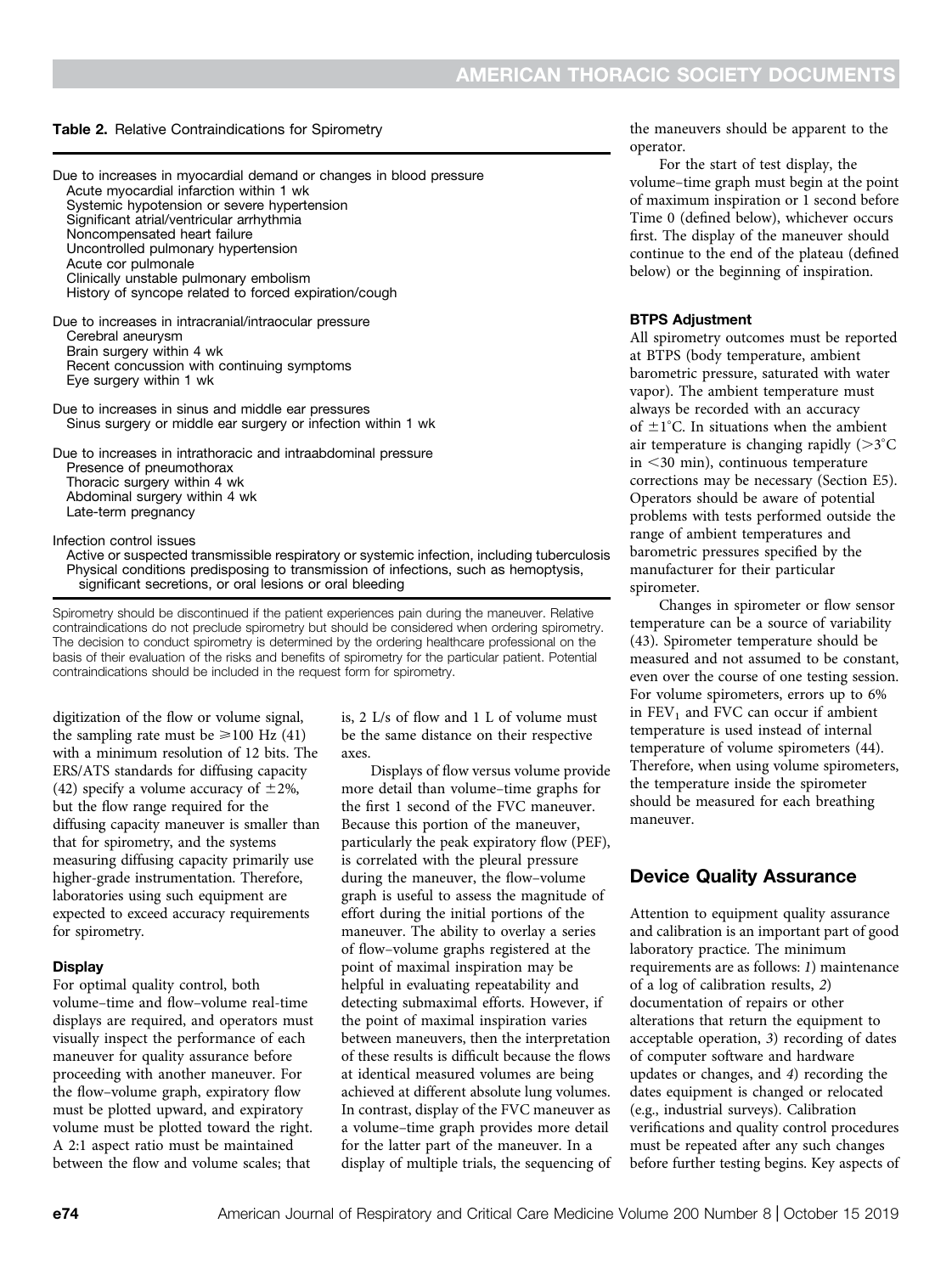**Table 2.** Relative Contraindications for Spirometry

| |
|---|
| Due to increases in myocardial demand or changes in blood pressure |
| Acute myocardial infarction within 1 wk |
| Systemic hypotension or severe hypertension |
| Significant atrial/ventricular arrhythmia |
| Noncompensated heart failure |
| Uncontrolled pulmonary hypertension |
| Acute cor pulmonale |
| Clinically unstable pulmonary embolism |
| History of syncope related to forced expiration/cough |
| Due to increases in intracranial/intraocular pressure |
| Cerebral aneurysm |
| Brain surgery within 4 wk |
| Recent concussion with continuing symptoms |
| Eye surgery within 1 wk |
| Due to increases in sinus and middle ear pressures |
| Sinus surgery or middle ear surgery or infection within 1 wk |
| Due to increases in intrathoracic and intraabdominal pressure |
| Presence of pneumothorax |
| Thoracic surgery within 4 wk |
| Abdominal surgery within 4 wk |
| Late-term pregnancy |
| Infection control issues |
| Active or suspected transmissible respiratory or systemic infection, including tuberculosis |
| Physical conditions predisposing to transmission of infections, such as hemoptysis, significant secretions, or oral lesions or oral bleeding |

Spirometry should be discontinued if the patient experiences pain during the maneuver. Relative contraindications do not preclude spirometry but should be considered when ordering spirometry. The decision to conduct spirometry is determined by the ordering healthcare professional on the basis of their evaluation of the risks and benefits of spirometry for the particular patient. Potential contraindications should be included in the request form for spirometry.

digitization of the flow or volume signal, the sampling rate must be $\geqslant$100 Hz (41) with a minimum resolution of 12 bits. The ERS/ATS standards for diffusing capacity (42) specify a volume accuracy of $\pm$2%, but the flow range required for the diffusing capacity maneuver is smaller than that for spirometry, and the systems measuring diffusing capacity primarily use higher-grade instrumentation. Therefore, laboratories using such equipment are expected to exceed accuracy requirements for spirometry.

#### Display

For optimal quality control, both volume–time and flow–volume real-time displays are required, and operators must visually inspect the performance of each maneuver for quality assurance before proceeding with another maneuver. For the flow–volume graph, expiratory flow must be plotted upward, and expiratory volume must be plotted toward the right. A 2:1 aspect ratio must be maintained between the flow and volume scales; that is, 2 L/s of flow and 1 L of volume must be the same distance on their respective axes.

Displays of flow versus volume provide more detail than volume–time graphs for the first 1 second of the FVC maneuver. Because this portion of the maneuver, particularly the peak expiratory flow (PEF), is correlated with the pleural pressure during the maneuver, the flow–volume graph is useful to assess the magnitude of effort during the initial portions of the maneuver. The ability to overlay a series of flow–volume graphs registered at the point of maximal inspiration may be helpful in evaluating repeatability and detecting submaximal efforts. However, if the point of maximal inspiration varies between maneuvers, then the interpretation of these results is difficult because the flows at identical measured volumes are being achieved at different absolute lung volumes. In contrast, display of the FVC maneuver as a volume–time graph provides more detail for the latter part of the maneuver. In a display of multiple trials, the sequencing of the maneuvers should be apparent to the operator.

For the start of test display, the volume–time graph must begin at the point of maximum inspiration or 1 second before Time 0 (defined below), whichever occurs first. The display of the maneuver should continue to the end of the plateau (defined below) or the beginning of inspiration.

#### BTPS Adjustment

All spirometry outcomes must be reported at BTPS (body temperature, ambient barometric pressure, saturated with water vapor). The ambient temperature must always be recorded with an accuracy of $\pm$1°C. In situations when the ambient air temperature is changing rapidly (>3°C in <30 min), continuous temperature corrections may be necessary (Section E5). Operators should be aware of potential problems with tests performed outside the range of ambient temperatures and barometric pressures specified by the manufacturer for their particular spirometer.

Changes in spirometer or flow sensor temperature can be a source of variability (43). Spirometer temperature should be measured and not assumed to be constant, even over the course of one testing session. For volume spirometers, errors up to 6% in $FEV_1$ and FVC can occur if ambient temperature is used instead of internal temperature of volume spirometers (44). Therefore, when using volume spirometers, the temperature inside the spirometer should be measured for each breathing maneuver.

## Device Quality Assurance

Attention to equipment quality assurance and calibration is an important part of good laboratory practice. The minimum requirements are as follows: *1*) maintenance of a log of calibration results, *2*) documentation of repairs or other alterations that return the equipment to acceptable operation, *3*) recording of dates of computer software and hardware updates or changes, and *4*) recording the dates equipment is changed or relocated (e.g., industrial surveys). Calibration verifications and quality control procedures must be repeated after any such changes before further testing begins. Key aspects of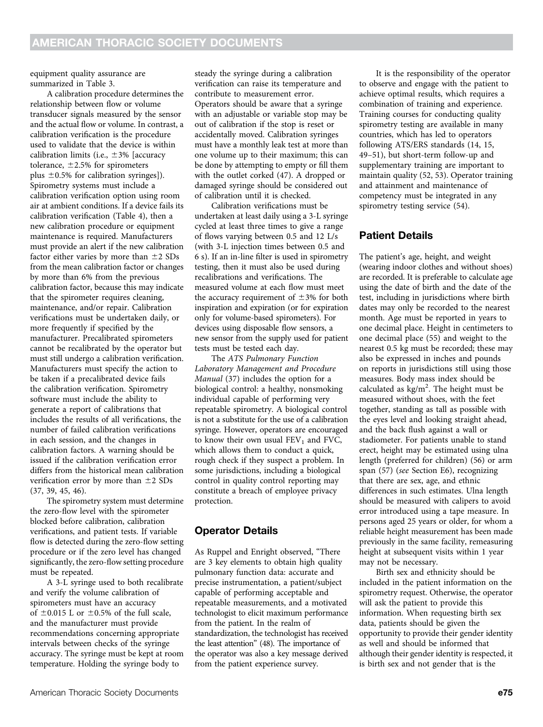equipment quality assurance are summarized in Table 3.

A calibration procedure determines the relationship between flow or volume transducer signals measured by the sensor and the actual flow or volume. In contrast, a calibration verification is the procedure used to validate that the device is within calibration limits (i.e., ±3% [accuracy tolerance, ±2.5% for spirometers plus ±0.5% for calibration syringes]). Spirometry systems must include a calibration verification option using room air at ambient conditions. If a device fails its calibration verification (Table 4), then a new calibration procedure or equipment maintenance is required. Manufacturers must provide an alert if the new calibration factor either varies by more than ±2 SDs from the mean calibration factor or changes by more than 6% from the previous calibration factor, because this may indicate that the spirometer requires cleaning, maintenance, and/or repair. Calibration verifications must be undertaken daily, or more frequently if specified by the manufacturer. Precalibrated spirometers cannot be recalibrated by the operator but must still undergo a calibration verification. Manufacturers must specify the action to be taken if a precalibrated device fails the calibration verification. Spirometry software must include the ability to generate a report of calibrations that includes the results of all verifications, the number of failed calibration verifications in each session, and the changes in calibration factors. A warning should be issued if the calibration verification error differs from the historical mean calibration verification error by more than ±2 SDs (37, 39, 45, 46).

The spirometry system must determine the zero-flow level with the spirometer blocked before calibration, calibration verifications, and patient tests. If variable flow is detected during the zero-flow setting procedure or if the zero level has changed significantly, the zero-flow setting procedure must be repeated.

A 3-L syringe used to both recalibrate and verify the volume calibration of spirometers must have an accuracy of ±0.015 L or ±0.5% of the full scale, and the manufacturer must provide recommendations concerning appropriate intervals between checks of the syringe accuracy. The syringe must be kept at room temperature. Holding the syringe body to steady the syringe during a calibration verification can raise its temperature and contribute to measurement error. Operators should be aware that a syringe with an adjustable or variable stop may be out of calibration if the stop is reset or accidentally moved. Calibration syringes must have a monthly leak test at more than one volume up to their maximum; this can be done by attempting to empty or fill them with the outlet corked (47). A dropped or damaged syringe should be considered out of calibration until it is checked.

Calibration verifications must be undertaken at least daily using a 3-L syringe cycled at least three times to give a range of flows varying between 0.5 and 12 L/s (with 3-L injection times between 0.5 and 6 s). If an in-line filter is used in spirometry testing, then it must also be used during recalibrations and verifications. The measured volume at each flow must meet the accuracy requirement of ±3% for both inspiration and expiration (or for expiration only for volume-based spirometers). For devices using disposable flow sensors, a new sensor from the supply used for patient tests must be tested each day.

The *ATS Pulmonary Function Laboratory Management and Procedure Manual* (37) includes the option for a biological control: a healthy, nonsmoking individual capable of performing very repeatable spirometry. A biological control is not a substitute for the use of a calibration syringe. However, operators are encouraged to know their own usual $FEV_1$ and FVC, which allows them to conduct a quick, rough check if they suspect a problem. In some jurisdictions, including a biological control in quality control reporting may constitute a breach of employee privacy protection.

## Operator Details

As Ruppel and Enright observed, "There are 3 key elements to obtain high quality pulmonary function data: accurate and precise instrumentation, a patient/subject capable of performing acceptable and repeatable measurements, and a motivated technologist to elicit maximum performance from the patient. In the realm of standardization, the technologist has received the least attention" (48). The importance of the operator was also a key message derived from the patient experience survey.

It is the responsibility of the operator to observe and engage with the patient to achieve optimal results, which requires a combination of training and experience. Training courses for conducting quality spirometry testing are available in many countries, which has led to operators following ATS/ERS standards (14, 15, 49–51), but short-term follow-up and supplementary training are important to maintain quality (52, 53). Operator training and attainment and maintenance of competency must be integrated in any spirometry testing service (54).

## Patient Details

The patient's age, height, and weight (wearing indoor clothes and without shoes) are recorded. It is preferable to calculate age using the date of birth and the date of the test, including in jurisdictions where birth dates may only be recorded to the nearest month. Age must be reported in years to one decimal place. Height in centimeters to one decimal place (55) and weight to the nearest 0.5 kg must be recorded; these may also be expressed in inches and pounds on reports in jurisdictions still using those measures. Body mass index should be calculated as $kg/m^2$. The height must be measured without shoes, with the feet together, standing as tall as possible with the eyes level and looking straight ahead, and the back flush against a wall or stadiometer. For patients unable to stand erect, height may be estimated using ulna length (preferred for children) (56) or arm span (57) (*see* Section E6), recognizing that there are sex, age, and ethnic differences in such estimates. Ulna length should be measured with calipers to avoid error introduced using a tape measure. In persons aged 25 years or older, for whom a reliable height measurement has been made previously in the same facility, remeasuring height at subsequent visits within 1 year may not be necessary.

Birth sex and ethnicity should be included in the patient information on the spirometry request. Otherwise, the operator will ask the patient to provide this information. When requesting birth sex data, patients should be given the opportunity to provide their gender identity as well and should be informed that although their gender identity is respected, it is birth sex and not gender that is the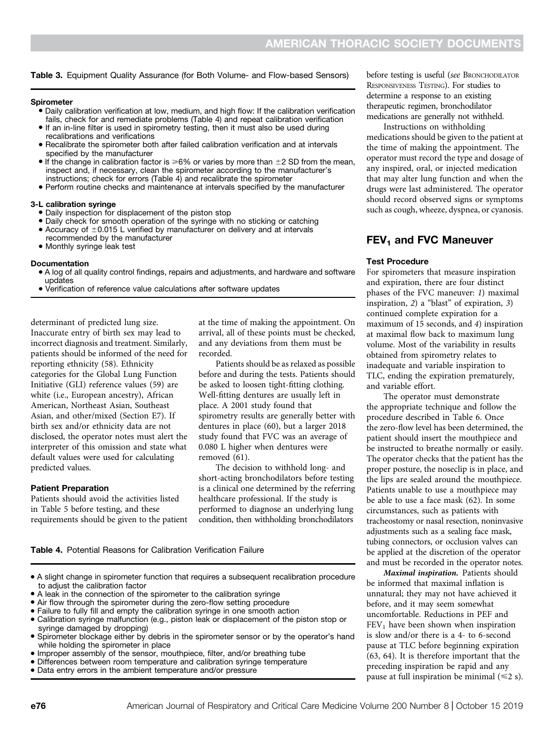**Table 3.** Equipment Quality Assurance (for Both Volume- and Flow-based Sensors)

**Spirometer**

- Daily calibration verification at low, medium, and high flow: If the calibration verification fails, check for and remediate problems (Table 4) and repeat calibration verification
- If an in-line filter is used in spirometry testing, then it must also be used during recalibrations and verifications
- Recalibrate the spirometer both after failed calibration verification and at intervals specified by the manufacturer
- If the change in calibration factor is ⩾6% or varies by more than ±2 SD from the mean, inspect and, if necessary, clean the spirometer according to the manufacturer's instructions; check for errors (Table 4) and recalibrate the spirometer
- Perform routine checks and maintenance at intervals specified by the manufacturer

**3-L calibration syringe**

- Daily inspection for displacement of the piston stop
- Daily check for smooth operation of the syringe with no sticking or catching
- Accuracy of ±0.015 L verified by manufacturer on delivery and at intervals recommended by the manufacturer
- Monthly syringe leak test

**Documentation**

- A log of all quality control findings, repairs and adjustments, and hardware and software updates
- Verification of reference value calculations after software updates

determinant of predicted lung size. Inaccurate entry of birth sex may lead to incorrect diagnosis and treatment. Similarly, patients should be informed of the need for reporting ethnicity (58). Ethnicity categories for the Global Lung Function Initiative (GLI) reference values (59) are white (i.e., European ancestry), African American, Northeast Asian, Southeast Asian, and other/mixed (Section E7). If birth sex and/or ethnicity data are not disclosed, the operator notes must alert the interpreter of this omission and state what default values were used for calculating predicted values.

### Patient Preparation

Patients should avoid the activities listed in Table 5 before testing, and these requirements should be given to the patient at the time of making the appointment. On arrival, all of these points must be checked, and any deviations from them must be recorded.

Patients should be as relaxed as possible before and during the tests. Patients should be asked to loosen tight-fitting clothing. Well-fitting dentures are usually left in place. A 2001 study found that spirometry results are generally better with dentures in place (60), but a larger 2018 study found that FVC was an average of 0.080 L higher when dentures were removed (61).

The decision to withhold long- and short-acting bronchodilators before testing is a clinical one determined by the referring healthcare professional. If the study is performed to diagnose an underlying lung condition, then withholding bronchodilators before testing is useful (*see* BRONCHODILATOR RESPONSIVENESS TESTING). For studies to determine a response to an existing therapeutic regimen, bronchodilator medications are generally not withheld.

Instructions on withholding medications should be given to the patient at the time of making the appointment. The operator must record the type and dosage of any inspired, oral, or injected medication that may alter lung function and when the drugs were last administered. The operator should record observed signs or symptoms such as cough, wheeze, dyspnea, or cyanosis.

**Table 4.** Potential Reasons for Calibration Verification Failure

- A slight change in spirometer function that requires a subsequent recalibration procedure to adjust the calibration factor
- A leak in the connection of the spirometer to the calibration syringe
- Air flow through the spirometer during the zero-flow setting procedure
- Failure to fully fill and empty the calibration syringe in one smooth action
- Calibration syringe malfunction (e.g., piston leak or displacement of the piston stop or syringe damaged by dropping)
- Spirometer blockage either by debris in the spirometer sensor or by the operator's hand while holding the spirometer in place
- Improper assembly of the sensor, mouthpiece, filter, and/or breathing tube
- Differences between room temperature and calibration syringe temperature
- Data entry errors in the ambient temperature and/or pressure

## $FEV_1$ and FVC Maneuver

### Test Procedure

For spirometers that measure inspiration and expiration, there are four distinct phases of the FVC maneuver: *1*) maximal inspiration, *2*) a "blast" of expiration, *3*) continued complete expiration for a maximum of 15 seconds, and *4*) inspiration at maximal flow back to maximum lung volume. Most of the variability in results obtained from spirometry relates to inadequate and variable inspiration to TLC, ending the expiration prematurely, and variable effort.

The operator must demonstrate the appropriate technique and follow the procedure described in Table 6. Once the zero-flow level has been determined, the patient should insert the mouthpiece and be instructed to breathe normally or easily. The operator checks that the patient has the proper posture, the noseclip is in place, and the lips are sealed around the mouthpiece. Patients unable to use a mouthpiece may be able to use a face mask (62). In some circumstances, such as patients with tracheostomy or nasal resection, noninvasive adjustments such as a sealing face mask, tubing connectors, or occlusion valves can be applied at the discretion of the operator and must be recorded in the operator notes.

***Maximal inspiration.*** Patients should be informed that maximal inflation is unnatural; they may not have achieved it before, and it may seem somewhat uncomfortable. Reductions in PEF and $FEV_1$ have been shown when inspiration is slow and/or there is a 4- to 6-second pause at TLC before beginning expiration (63, 64). It is therefore important that the preceding inspiration be rapid and any pause at full inspiration be minimal (⩽2 s).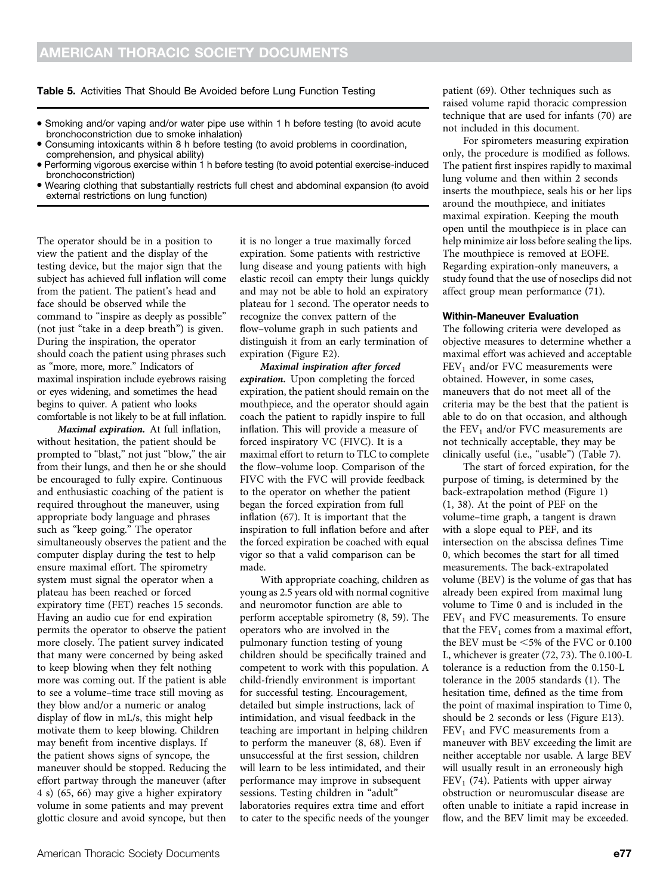**Table 5.** Activities That Should Be Avoided before Lung Function Testing

- Smoking and/or vaping and/or water pipe use within 1 h before testing (to avoid acute bronchoconstriction due to smoke inhalation)
- Consuming intoxicants within 8 h before testing (to avoid problems in coordination, comprehension, and physical ability)
- Performing vigorous exercise within 1 h before testing (to avoid potential exercise-induced bronchoconstriction)
- Wearing clothing that substantially restricts full chest and abdominal expansion (to avoid external restrictions on lung function)

The operator should be in a position to view the patient and the display of the testing device, but the major sign that the subject has achieved full inflation will come from the patient. The patient's head and face should be observed while the command to "inspire as deeply as possible" (not just "take in a deep breath") is given. During the inspiration, the operator should coach the patient using phrases such as "more, more, more." Indicators of maximal inspiration include eyebrows raising or eyes widening, and sometimes the head begins to quiver. A patient who looks comfortable is not likely to be at full inflation.

***Maximal expiration.*** At full inflation, without hesitation, the patient should be prompted to "blast," not just "blow," the air from their lungs, and then he or she should be encouraged to fully expire. Continuous and enthusiastic coaching of the patient is required throughout the maneuver, using appropriate body language and phrases such as "keep going." The operator simultaneously observes the patient and the computer display during the test to help ensure maximal effort. The spirometry system must signal the operator when a plateau has been reached or forced expiratory time (FET) reaches 15 seconds. Having an audio cue for end expiration permits the operator to observe the patient more closely. The patient survey indicated that many were concerned by being asked to keep blowing when they felt nothing more was coming out. If the patient is able to see a volume–time trace still moving as they blow and/or a numeric or analog display of flow in mL/s, this might help motivate them to keep blowing. Children may benefit from incentive displays. If the patient shows signs of syncope, the maneuver should be stopped. Reducing the effort partway through the maneuver (after 4 s) (65, 66) may give a higher expiratory volume in some patients and may prevent glottic closure and avoid syncope, but then it is no longer a true maximally forced expiration. Some patients with restrictive lung disease and young patients with high elastic recoil can empty their lungs quickly and may not be able to hold an expiratory plateau for 1 second. The operator needs to recognize the convex pattern of the flow–volume graph in such patients and distinguish it from an early termination of expiration (Figure E2).

***Maximal inspiration after forced expiration.*** Upon completing the forced expiration, the patient should remain on the mouthpiece, and the operator should again coach the patient to rapidly inspire to full inflation. This will provide a measure of forced inspiratory VC (FIVC). It is a maximal effort to return to TLC to complete the flow–volume loop. Comparison of the FIVC with the FVC will provide feedback to the operator on whether the patient began the forced expiration from full inflation (67). It is important that the inspiration to full inflation before and after the forced expiration be coached with equal vigor so that a valid comparison can be made.

With appropriate coaching, children as young as 2.5 years old with normal cognitive and neuromotor function are able to perform acceptable spirometry (8, 59). The operators who are involved in the pulmonary function testing of young children should be specifically trained and competent to work with this population. A child-friendly environment is important for successful testing. Encouragement, detailed but simple instructions, lack of intimidation, and visual feedback in the teaching are important in helping children to perform the maneuver (8, 68). Even if unsuccessful at the first session, children will learn to be less intimidated, and their performance may improve in subsequent sessions. Testing children in "adult" laboratories requires extra time and effort to cater to the specific needs of the younger patient (69). Other techniques such as raised volume rapid thoracic compression technique that are used for infants (70) are not included in this document.

For spirometers measuring expiration only, the procedure is modified as follows. The patient first inspires rapidly to maximal lung volume and then within 2 seconds inserts the mouthpiece, seals his or her lips around the mouthpiece, and initiates maximal expiration. Keeping the mouth open until the mouthpiece is in place can help minimize air loss before sealing the lips. The mouthpiece is removed at EOFE. Regarding expiration-only maneuvers, a study found that the use of noseclips did not affect group mean performance (71).

### Within-Maneuver Evaluation

The following criteria were developed as objective measures to determine whether a maximal effort was achieved and acceptable $FEV_1$ and/or FVC measurements were obtained. However, in some cases, maneuvers that do not meet all of the criteria may be the best that the patient is able to do on that occasion, and although the $FEV_1$ and/or FVC measurements are not technically acceptable, they may be clinically useful (i.e., "usable") (Table 7).

The start of forced expiration, for the purpose of timing, is determined by the back-extrapolation method (Figure 1) (1, 38). At the point of PEF on the volume–time graph, a tangent is drawn with a slope equal to PEF, and its intersection on the abscissa defines Time 0, which becomes the start for all timed measurements. The back-extrapolated volume (BEV) is the volume of gas that has already been expired from maximal lung volume to Time 0 and is included in the $FEV_1$ and FVC measurements. To ensure that the $FEV_1$ comes from a maximal effort, the BEV must be <5% of the FVC or 0.100 L, whichever is greater (72, 73). The 0.100-L tolerance is a reduction from the 0.150-L tolerance in the 2005 standards (1). The hesitation time, defined as the time from the point of maximal inspiration to Time 0, should be 2 seconds or less (Figure E13). $FEV_1$ and FVC measurements from a maneuver with BEV exceeding the limit are neither acceptable nor usable. A large BEV will usually result in an erroneously high $FEV_1$ (74). Patients with upper airway obstruction or neuromuscular disease are often unable to initiate a rapid increase in flow, and the BEV limit may be exceeded.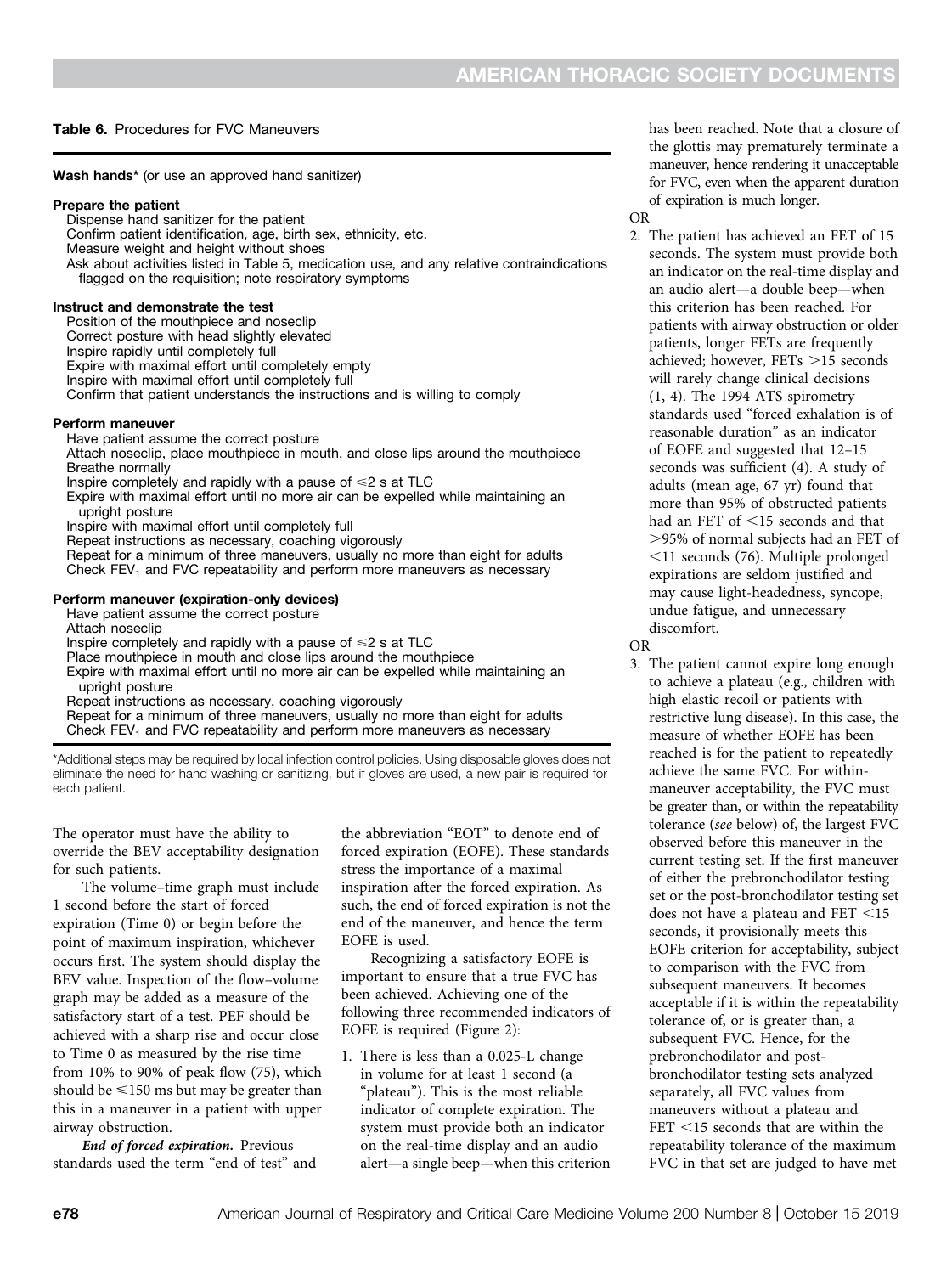**Table 6.** Procedures for FVC Maneuvers

| |
|---|
| **Wash hands*** (or use an approved hand sanitizer) |
| **Prepare the patient** |
| Dispense hand sanitizer for the patient |
| Confirm patient identification, age, birth sex, ethnicity, etc. |
| Measure weight and height without shoes |
| Ask about activities listed in Table 5, medication use, and any relative contraindications flagged on the requisition; note respiratory symptoms |
| **Instruct and demonstrate the test** |
| Position of the mouthpiece and noseclip |
| Correct posture with head slightly elevated |
| Inspire rapidly until completely full |
| Expire with maximal effort until completely empty |
| Inspire with maximal effort until completely full |
| Confirm that patient understands the instructions and is willing to comply |
| **Perform maneuver** |
| Have patient assume the correct posture |
| Attach noseclip, place mouthpiece in mouth, and close lips around the mouthpiece |
| Breathe normally |
| Inspire completely and rapidly with a pause of ⩽2 s at TLC |
| Expire with maximal effort until no more air can be expelled while maintaining an upright posture |
| Inspire with maximal effort until completely full |
| Repeat instructions as necessary, coaching vigorously |
| Repeat for a minimum of three maneuvers, usually no more than eight for adults |
| Check $FEV_1$ and FVC repeatability and perform more maneuvers as necessary |
| **Perform maneuver (expiration-only devices)** |
| Have patient assume the correct posture |
| Attach noseclip |
| Inspire completely and rapidly with a pause of ⩽2 s at TLC |
| Place mouthpiece in mouth and close lips around the mouthpiece |
| Expire with maximal effort until no more air can be expelled while maintaining an upright posture |
| Repeat instructions as necessary, coaching vigorously |
| Repeat for a minimum of three maneuvers, usually no more than eight for adults |
| Check $FEV_1$ and FVC repeatability and perform more maneuvers as necessary |

*Additional steps may be required by local infection control policies. Using disposable gloves does not eliminate the need for hand washing or sanitizing, but if gloves are used, a new pair is required for each patient.

The operator must have the ability to override the BEV acceptability designation for such patients.

The volume–time graph must include 1 second before the start of forced expiration (Time 0) or begin before the point of maximum inspiration, whichever occurs first. The system should display the BEV value. Inspection of the flow–volume graph may be added as a measure of the satisfactory start of a test. PEF should be achieved with a sharp rise and occur close to Time 0 as measured by the rise time from 10% to 90% of peak flow (75), which should be ⩽150 ms but may be greater than this in a maneuver in a patient with upper airway obstruction.

***End of forced expiration.*** Previous standards used the term "end of test" and the abbreviation "EOT" to denote end of forced expiration (EOFE). These standards stress the importance of a maximal inspiration after the forced expiration. As such, the end of forced expiration is not the end of the maneuver, and hence the term EOFE is used.

Recognizing a satisfactory EOFE is important to ensure that a true FVC has been achieved. Achieving one of the following three recommended indicators of EOFE is required (Figure 2):

1. There is less than a 0.025-L change in volume for at least 1 second (a "plateau"). This is the most reliable indicator of complete expiration. The system must provide both an indicator on the real-time display and an audio alert—a single beep—when this criterion has been reached. Note that a closure of the glottis may prematurely terminate a maneuver, hence rendering it unacceptable for FVC, even when the apparent duration of expiration is much longer.

OR

2. The patient has achieved an FET of 15 seconds. The system must provide both an indicator on the real-time display and an audio alert—a double beep—when this criterion has been reached. For patients with airway obstruction or older patients, longer FETs are frequently achieved; however, FETs >15 seconds will rarely change clinical decisions (1, 4). The 1994 ATS spirometry standards used "forced exhalation is of reasonable duration" as an indicator of EOFE and suggested that 12–15 seconds was sufficient (4). A study of adults (mean age, 67 yr) found that more than 95% of obstructed patients had an FET of <15 seconds and that >95% of normal subjects had an FET of <11 seconds (76). Multiple prolonged expirations are seldom justified and may cause light-headedness, syncope, undue fatigue, and unnecessary discomfort.

OR

3. The patient cannot expire long enough to achieve a plateau (e.g., children with high elastic recoil or patients with restrictive lung disease). In this case, the measure of whether EOFE has been reached is for the patient to repeatedly achieve the same FVC. For within-maneuver acceptability, the FVC must be greater than, or within the repeatability tolerance (*see* below) of, the largest FVC observed before this maneuver in the current testing set. If the first maneuver of either the prebronchodilator testing set or the post-bronchodilator testing set does not have a plateau and FET <15 seconds, it provisionally meets this EOFE criterion for acceptability, subject to comparison with the FVC from subsequent maneuvers. It becomes acceptable if it is within the repeatability tolerance of, or is greater than, a subsequent FVC. Hence, for the prebronchodilator and post-bronchodilator testing sets analyzed separately, all FVC values from maneuvers without a plateau and FET <15 seconds that are within the repeatability tolerance of the maximum FVC in that set are judged to have met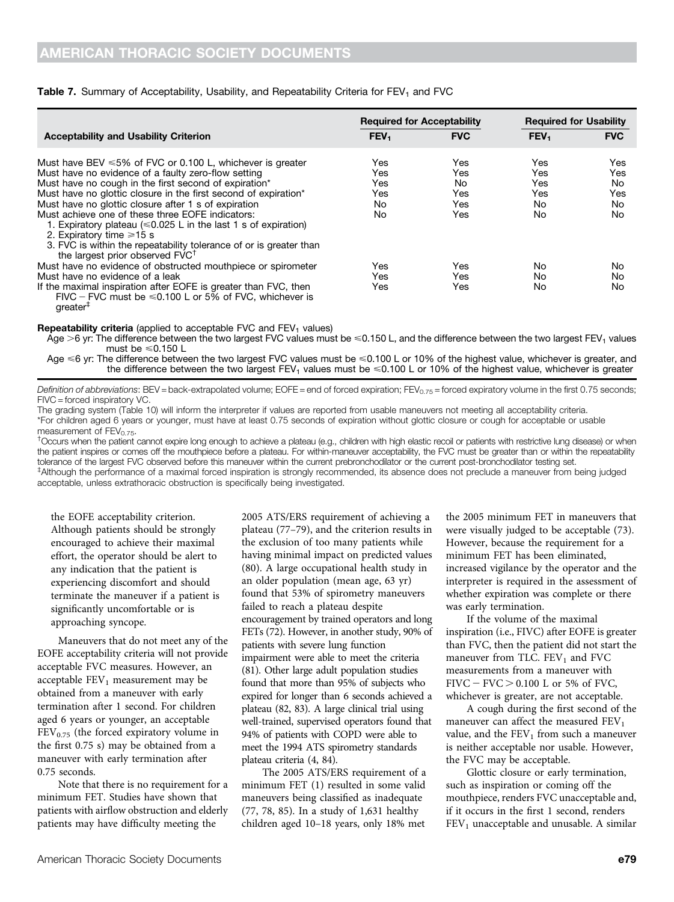**Table 7.** Summary of Acceptability, Usability, and Repeatability Criteria for $FEV_1$ and FVC

| Acceptability and Usability Criterion | Required for Acceptability | | Required for Usability | |
|---|---|---|---|---|
| | $FEV_1$ | FVC | $FEV_1$ | FVC |
| Must have BEV ⩽5% of FVC or 0.100 L, whichever is greater | Yes | Yes | Yes | Yes |
| Must have no evidence of a faulty zero-flow setting | Yes | Yes | Yes | Yes |
| Must have no cough in the first second of expiration* | Yes | No | Yes | No |
| Must have no glottic closure in the first second of expiration* | Yes | Yes | Yes | Yes |
| Must have no glottic closure after 1 s of expiration | No | Yes | No | No |
| Must achieve one of these three EOFE indicators: 1. Expiratory plateau (⩽0.025 L in the last 1 s of expiration) 2. Expiratory time ⩾15 s 3. FVC is within the repeatability tolerance of or is greater than the largest prior observed FVC[†] | No | Yes | No | No |
| Must have no evidence of obstructed mouthpiece or spirometer | Yes | Yes | No | No |
| Must have no evidence of a leak | Yes | Yes | No | No |
| If the maximal inspiration after EOFE is greater than FVC, then FIVC − FVC must be ⩽0.100 L or 5% of FVC, whichever is greater[‡] | Yes | Yes | No | No |

**Repeatability criteria** (applied to acceptable FVC and $FEV_1$ values)

Age >6 yr: The difference between the two largest FVC values must be ⩽0.150 L, and the difference between the two largest $FEV_1$ values must be ⩽0.150 L

Age ⩽6 yr: The difference between the two largest FVC values must be ⩽0.100 L or 10% of the highest value, whichever is greater, and the difference between the two largest $FEV_1$ values must be ⩽0.100 L or 10% of the highest value, whichever is greater

*Definition of abbreviations*: BEV = back-extrapolated volume; EOFE = end of forced expiration; $FEV_{0.75}$ = forced expiratory volume in the first 0.75 seconds; FIVC = forced inspiratory VC.

The grading system (Table 10) will inform the interpreter if values are reported from usable maneuvers not meeting all acceptability criteria.

*For children aged 6 years or younger, must have at least 0.75 seconds of expiration without glottic closure or cough for acceptable or usable measurement of $FEV_{0.75}$.

[†]Occurs when the patient cannot expire long enough to achieve a plateau (e.g., children with high elastic recoil or patients with restrictive lung disease) or when the patient inspires or comes off the mouthpiece before a plateau. For within-maneuver acceptability, the FVC must be greater than or within the repeatability tolerance of the largest FVC observed before this maneuver within the current prebronchodilator or the current post-bronchodilator testing set.

[‡]Although the performance of a maximal forced inspiration is strongly recommended, its absence does not preclude a maneuver from being judged acceptable, unless extrathoracic obstruction is specifically being investigated.

the EOFE acceptability criterion. Although patients should be strongly encouraged to achieve their maximal effort, the operator should be alert to any indication that the patient is experiencing discomfort and should terminate the maneuver if a patient is significantly uncomfortable or is approaching syncope.

Maneuvers that do not meet any of the EOFE acceptability criteria will not provide acceptable FVC measures. However, an acceptable $FEV_1$ measurement may be obtained from a maneuver with early termination after 1 second. For children aged 6 years or younger, an acceptable $FEV_{0.75}$ (the forced expiratory volume in the first 0.75 s) may be obtained from a maneuver with early termination after 0.75 seconds.

Note that there is no requirement for a minimum FET. Studies have shown that patients with airflow obstruction and elderly patients may have difficulty meeting the 2005 ATS/ERS requirement of achieving a plateau (77–79), and the criterion results in the exclusion of too many patients while having minimal impact on predicted values (80). A large occupational health study in an older population (mean age, 63 yr) found that 53% of spirometry maneuvers failed to reach a plateau despite encouragement by trained operators and long FETs (72). However, in another study, 90% of patients with severe lung function impairment were able to meet the criteria (81). Other large adult population studies found that more than 95% of subjects who expired for longer than 6 seconds achieved a plateau (82, 83). A large clinical trial using well-trained, supervised operators found that 94% of patients with COPD were able to meet the 1994 ATS spirometry standards plateau criteria (4, 84).

The 2005 ATS/ERS requirement of a minimum FET (1) resulted in some valid maneuvers being classified as inadequate (77, 78, 85). In a study of 1,631 healthy children aged 10–18 years, only 18% met the 2005 minimum FET in maneuvers that were visually judged to be acceptable (73). However, because the requirement for a minimum FET has been eliminated, increased vigilance by the operator and the interpreter is required in the assessment of whether expiration was complete or there was early termination.

If the volume of the maximal inspiration (i.e., FIVC) after EOFE is greater than FVC, then the patient did not start the maneuver from TLC. $FEV_1$ and FVC measurements from a maneuver with FIVC − FVC > 0.100 L or 5% of FVC, whichever is greater, are not acceptable.

A cough during the first second of the maneuver can affect the measured $FEV_1$ value, and the $FEV_1$ from such a maneuver is neither acceptable nor usable. However, the FVC may be acceptable.

Glottic closure or early termination, such as inspiration or coming off the mouthpiece, renders FVC unacceptable and, if it occurs in the first 1 second, renders $FEV_1$ unacceptable and unusable. A similar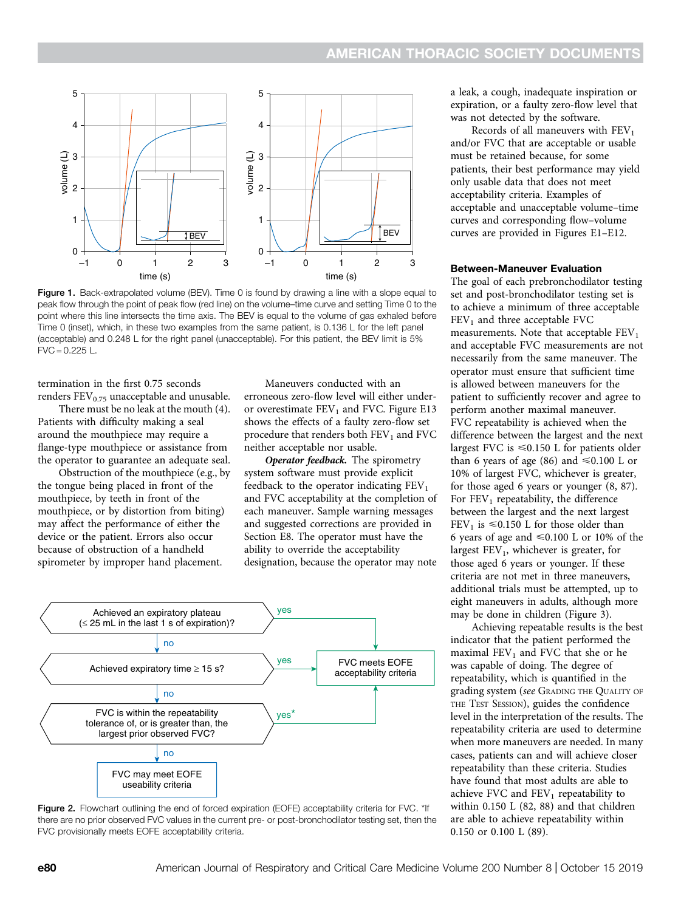Figure 1. Back-extrapolated volume (BEV). Time 0 is found by drawing a line with a slope equal to peak flow through the point of peak flow (red line) on the volume–time curve and setting Time 0 to the point where this line intersects the time axis. The BEV is equal to the volume of gas exhaled before Time 0 (inset), which, in these two examples from the same patient, is 0.136 L for the left panel (acceptable) and 0.248 L for the right panel (unacceptable). For this patient, the BEV limit is 5% FVC = 0.225 L.

termination in the first 0.75 seconds renders $FEV_{0.75}$ unacceptable and unusable.

There must be no leak at the mouth (4). Patients with difficulty making a seal around the mouthpiece may require a flange-type mouthpiece or assistance from the operator to guarantee an adequate seal.

Obstruction of the mouthpiece (e.g., by the tongue being placed in front of the mouthpiece, by teeth in front of the mouthpiece, or by distortion from biting) may affect the performance of either the device or the patient. Errors also occur because of obstruction of a handheld spirometer by improper hand placement.

Maneuvers conducted with an erroneous zero-flow level will either under- or overestimate $FEV_1$ and FVC. Figure E13 shows the effects of a faulty zero-flow set procedure that renders both $FEV_1$ and FVC neither acceptable nor usable.

***Operator feedback.*** The spirometry system software must provide explicit feedback to the operator indicating $FEV_1$ and FVC acceptability at the completion of each maneuver. Sample warning messages and suggested corrections are provided in Section E8. The operator must have the ability to override the acceptability designation, because the operator may note a leak, a cough, inadequate inspiration or expiration, or a faulty zero-flow level that was not detected by the software.

Records of all maneuvers with $FEV_1$ and/or FVC that are acceptable or usable must be retained because, for some patients, their best performance may yield only usable data that does not meet acceptability criteria. Examples of acceptable and unacceptable volume–time curves and corresponding flow–volume curves are provided in Figures E1–E12.

Figure 2. Flowchart outlining the end of forced expiration (EOFE) acceptability criteria for FVC. *If there are no prior observed FVC values in the current pre- or post-bronchodilator testing set, then the FVC provisionally meets EOFE acceptability criteria.

### Between-Maneuver Evaluation

The goal of each prebronchodilator testing set and post-bronchodilator testing set is to achieve a minimum of three acceptable $FEV_1$ and three acceptable FVC measurements. Note that acceptable $FEV_1$ and acceptable FVC measurements are not necessarily from the same maneuver. The operator must ensure that sufficient time is allowed between maneuvers for the patient to sufficiently recover and agree to perform another maximal maneuver. FVC repeatability is achieved when the difference between the largest and the next largest FVC is $\leqslant$0.150 L for patients older than 6 years of age (86) and $\leqslant$0.100 L or 10% of largest FVC, whichever is greater, for those aged 6 years or younger (8, 87). For $FEV_1$ repeatability, the difference between the largest and the next largest $FEV_1$ is $\leqslant$0.150 L for those older than 6 years of age and $\leqslant$0.100 L or 10% of the largest $FEV_1$, whichever is greater, for those aged 6 years or younger. If these criteria are not met in three maneuvers, additional trials must be attempted, up to eight maneuvers in adults, although more may be done in children (Figure 3).

Achieving repeatable results is the best indicator that the patient performed the maximal $FEV_1$ and FVC that she or he was capable of doing. The degree of repeatability, which is quantified in the grading system (*see* GRADING THE QUALITY OF THE TEST SESSION), guides the confidence level in the interpretation of the results. The repeatability criteria are used to determine when more maneuvers are needed. In many cases, patients can and will achieve closer repeatability than these criteria. Studies have found that most adults are able to achieve FVC and $FEV_1$ repeatability to within 0.150 L (82, 88) and that children are able to achieve repeatability within 0.150 or 0.100 L (89).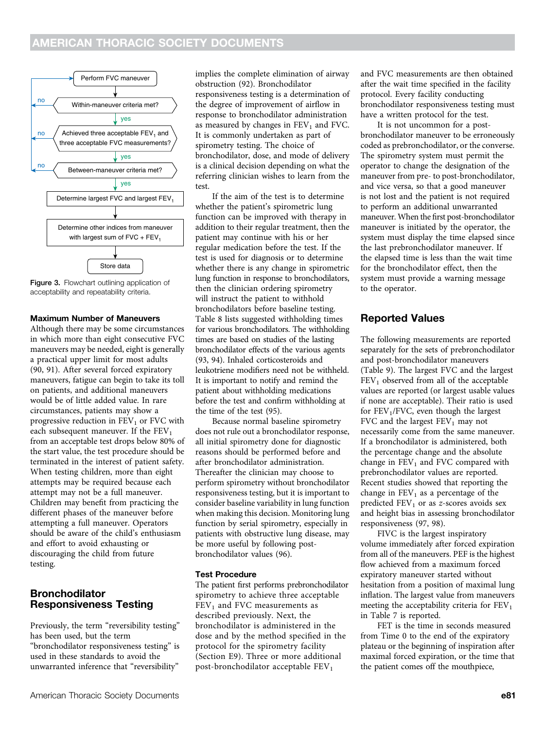Figure 3. Flowchart outlining application of acceptability and repeatability criteria.

#### Maximum Number of Maneuvers

Although there may be some circumstances in which more than eight consecutive FVC maneuvers may be needed, eight is generally a practical upper limit for most adults (90, 91). After several forced expiratory maneuvers, fatigue can begin to take its toll on patients, and additional maneuvers would be of little added value. In rare circumstances, patients may show a progressive reduction in $FEV_1$ or FVC with each subsequent maneuver. If the $FEV_1$ from an acceptable test drops below 80% of the start value, the test procedure should be terminated in the interest of patient safety. When testing children, more than eight attempts may be required because each attempt may not be a full maneuver. Children may benefit from practicing the different phases of the maneuver before attempting a full maneuver. Operators should be aware of the child's enthusiasm and effort to avoid exhausting or discouraging the child from future testing.

## Bronchodilator Responsiveness Testing

Previously, the term "reversibility testing" has been used, but the term "bronchodilator responsiveness testing" is used in these standards to avoid the unwarranted inference that "reversibility" implies the complete elimination of airway obstruction (92). Bronchodilator responsiveness testing is a determination of the degree of improvement of airflow in response to bronchodilator administration as measured by changes in $FEV_1$ and FVC. It is commonly undertaken as part of spirometry testing. The choice of bronchodilator, dose, and mode of delivery is a clinical decision depending on what the referring clinician wishes to learn from the test.

If the aim of the test is to determine whether the patient's spirometric lung function can be improved with therapy in addition to their regular treatment, then the patient may continue with his or her regular medication before the test. If the test is used for diagnosis or to determine whether there is any change in spirometric lung function in response to bronchodilators, then the clinician ordering spirometry will instruct the patient to withhold bronchodilators before baseline testing. Table 8 lists suggested withholding times for various bronchodilators. The withholding times are based on studies of the lasting bronchodilator effects of the various agents (93, 94). Inhaled corticosteroids and leukotriene modifiers need not be withheld. It is important to notify and remind the patient about withholding medications before the test and confirm withholding at the time of the test (95).

Because normal baseline spirometry does not rule out a bronchodilator response, all initial spirometry done for diagnostic reasons should be performed before and after bronchodilator administration. Thereafter the clinician may choose to perform spirometry without bronchodilator responsiveness testing, but it is important to consider baseline variability in lung function when making this decision. Monitoring lung function by serial spirometry, especially in patients with obstructive lung disease, may be more useful by following post-bronchodilator values (96).

#### Test Procedure

The patient first performs prebronchodilator spirometry to achieve three acceptable $FEV_1$ and FVC measurements as described previously. Next, the bronchodilator is administered in the dose and by the method specified in the protocol for the spirometry facility (Section E9). Three or more additional post-bronchodilator acceptable $FEV_1$ and FVC measurements are then obtained after the wait time specified in the facility protocol. Every facility conducting bronchodilator responsiveness testing must have a written protocol for the test.

It is not uncommon for a post-bronchodilator maneuver to be erroneously coded as prebronchodilator, or the converse. The spirometry system must permit the operator to change the designation of the maneuver from pre- to post-bronchodilator, and vice versa, so that a good maneuver is not lost and the patient is not required to perform an additional unwarranted maneuver. When the first post-bronchodilator maneuver is initiated by the operator, the system must display the time elapsed since the last prebronchodilator maneuver. If the elapsed time is less than the wait time for the bronchodilator effect, then the system must provide a warning message to the operator.

## Reported Values

The following measurements are reported separately for the sets of prebronchodilator and post-bronchodilator maneuvers (Table 9). The largest FVC and the largest $FEV_1$ observed from all of the acceptable values are reported (or largest usable values if none are acceptable). Their ratio is used for $FEV_1$/FVC, even though the largest FVC and the largest $FEV_1$ may not necessarily come from the same maneuver. If a bronchodilator is administered, both the percentage change and the absolute change in $FEV_1$ and FVC compared with prebronchodilator values are reported. Recent studies showed that reporting the change in $FEV_1$ as a percentage of the predicted $FEV_1$ or as $z$-scores avoids sex and height bias in assessing bronchodilator responsiveness (97, 98).

FIVC is the largest inspiratory volume immediately after forced expiration from all of the maneuvers. PEF is the highest flow achieved from a maximum forced expiratory maneuver started without hesitation from a position of maximal lung inflation. The largest value from maneuvers meeting the acceptability criteria for $FEV_1$ in Table 7 is reported.

FET is the time in seconds measured from Time 0 to the end of the expiratory plateau or the beginning of inspiration after maximal forced expiration, or the time that the patient comes off the mouthpiece,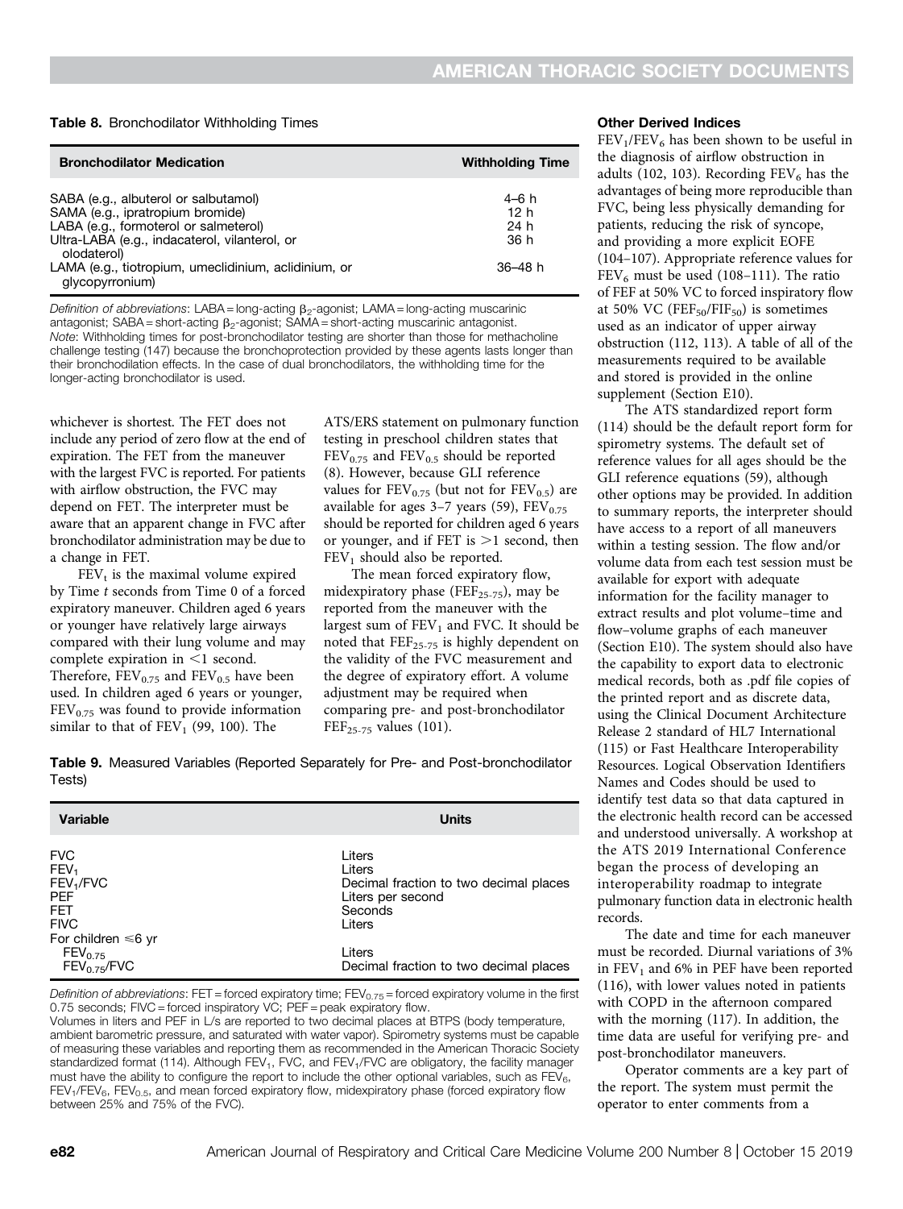**Table 8.** Bronchodilator Withholding Times

| Bronchodilator Medication | Withholding Time |
|---|---|
| SABA (e.g., albuterol or salbutamol) | 4–6 h |
| SAMA (e.g., ipratropium bromide) | 12 h |
| LABA (e.g., formoterol or salmeterol) | 24 h |
| Ultra-LABA (e.g., indacaterol, vilanterol, or olodaterol) | 36 h |
| LAMA (e.g., tiotropium, umeclidinium, aclidinium, or glycopyrronium) | 36–48 h |

*Definition of abbreviations*: LABA = long-acting $\beta_2$-agonist; LAMA = long-acting muscarinic antagonist; SABA = short-acting $\beta_2$-agonist; SAMA = short-acting muscarinic antagonist.
*Note*: Withholding times for post-bronchodilator testing are shorter than those for methacholine challenge testing (147) because the bronchoprotection provided by these agents lasts longer than their bronchodilation effects. In the case of dual bronchodilators, the withholding time for the longer-acting bronchodilator is used.

whichever is shortest. The FET does not include any period of zero flow at the end of expiration. The FET from the maneuver with the largest FVC is reported. For patients with airflow obstruction, the FVC may depend on FET. The interpreter must be aware that an apparent change in FVC after bronchodilator administration may be due to a change in FET.

$FEV_t$ is the maximal volume expired by Time *t* seconds from Time 0 of a forced expiratory maneuver. Children aged 6 years or younger have relatively large airways compared with their lung volume and may complete expiration in <1 second. Therefore, $FEV_{0.75}$ and $FEV_{0.5}$ have been used. In children aged 6 years or younger, $FEV_{0.75}$ was found to provide information similar to that of $FEV_1$ (99, 100). The ATS/ERS statement on pulmonary function testing in preschool children states that $FEV_{0.75}$ and $FEV_{0.5}$ should be reported (8). However, because GLI reference values for $FEV_{0.75}$ (but not for $FEV_{0.5}$) are available for ages 3–7 years (59), $FEV_{0.75}$ should be reported for children aged 6 years or younger, and if FET is >1 second, then $FEV_1$ should also be reported.

The mean forced expiratory flow, midexpiratory phase ($FEF_{25-75}$), may be reported from the maneuver with the largest sum of $FEV_1$ and FVC. It should be noted that $FEF_{25-75}$ is highly dependent on the validity of the FVC measurement and the degree of expiratory effort. A volume adjustment may be required when comparing pre- and post-bronchodilator $FEF_{25-75}$ values (101).

**Table 9.** Measured Variables (Reported Separately for Pre- and Post-bronchodilator Tests)

| Variable | Units |
|---|---|
| FVC | Liters |
| $FEV_1$ | Liters |
| $FEV_1$/FVC | Decimal fraction to two decimal places |
| PEF | Liters per second |
| FET | Seconds |
| FIVC | Liters |
| For children ≤6 yr | |
| $FEV_{0.75}$ | Liters |
| $FEV_{0.75}$/FVC | Decimal fraction to two decimal places |

*Definition of abbreviations*: FET = forced expiratory time; $FEV_{0.75}$ = forced expiratory volume in the first 0.75 seconds; FIVC = forced inspiratory VC; PEF = peak expiratory flow.
Volumes in liters and PEF in L/s are reported to two decimal places at BTPS (body temperature, ambient barometric pressure, and saturated with water vapor). Spirometry systems must be capable of measuring these variables and reporting them as recommended in the American Thoracic Society standardized format (114). Although $FEV_1$, FVC, and $FEV_1$/FVC are obligatory, the facility manager must have the ability to configure the report to include the other optional variables, such as $FEV_6$, $FEV_1/FEV_6$, $FEV_{0.5}$, and mean forced expiratory flow, midexpiratory phase (forced expiratory flow between 25% and 75% of the FVC).

### Other Derived Indices

$FEV_1/FEV_6$ has been shown to be useful in the diagnosis of airflow obstruction in adults (102, 103). Recording $FEV_6$ has the advantages of being more reproducible than FVC, being less physically demanding for patients, reducing the risk of syncope, and providing a more explicit EOFE (104–107). Appropriate reference values for $FEV_6$ must be used (108–111). The ratio of FEF at 50% VC to forced inspiratory flow at 50% VC ($FEF_{50}/FIF_{50}$) is sometimes used as an indicator of upper airway obstruction (112, 113). A table of all of the measurements required to be available and stored is provided in the online supplement (Section E10).

The ATS standardized report form (114) should be the default report form for spirometry systems. The default set of reference values for all ages should be the GLI reference equations (59), although other options may be provided. In addition to summary reports, the interpreter should have access to a report of all maneuvers within a testing session. The flow and/or volume data from each test session must be available for export with adequate information for the facility manager to extract results and plot volume–time and flow–volume graphs of each maneuver (Section E10). The system should also have the capability to export data to electronic medical records, both as .pdf file copies of the printed report and as discrete data, using the Clinical Document Architecture Release 2 standard of HL7 International (115) or Fast Healthcare Interoperability Resources. Logical Observation Identifiers Names and Codes should be used to identify test data so that data captured in the electronic health record can be accessed and understood universally. A workshop at the ATS 2019 International Conference began the process of developing an interoperability roadmap to integrate pulmonary function data in electronic health records.

The date and time for each maneuver must be recorded. Diurnal variations of 3% in $FEV_1$ and 6% in PEF have been reported (116), with lower values noted in patients with COPD in the afternoon compared with the morning (117). In addition, the time data are useful for verifying pre- and post-bronchodilator maneuvers.

Operator comments are a key part of the report. The system must permit the operator to enter comments from a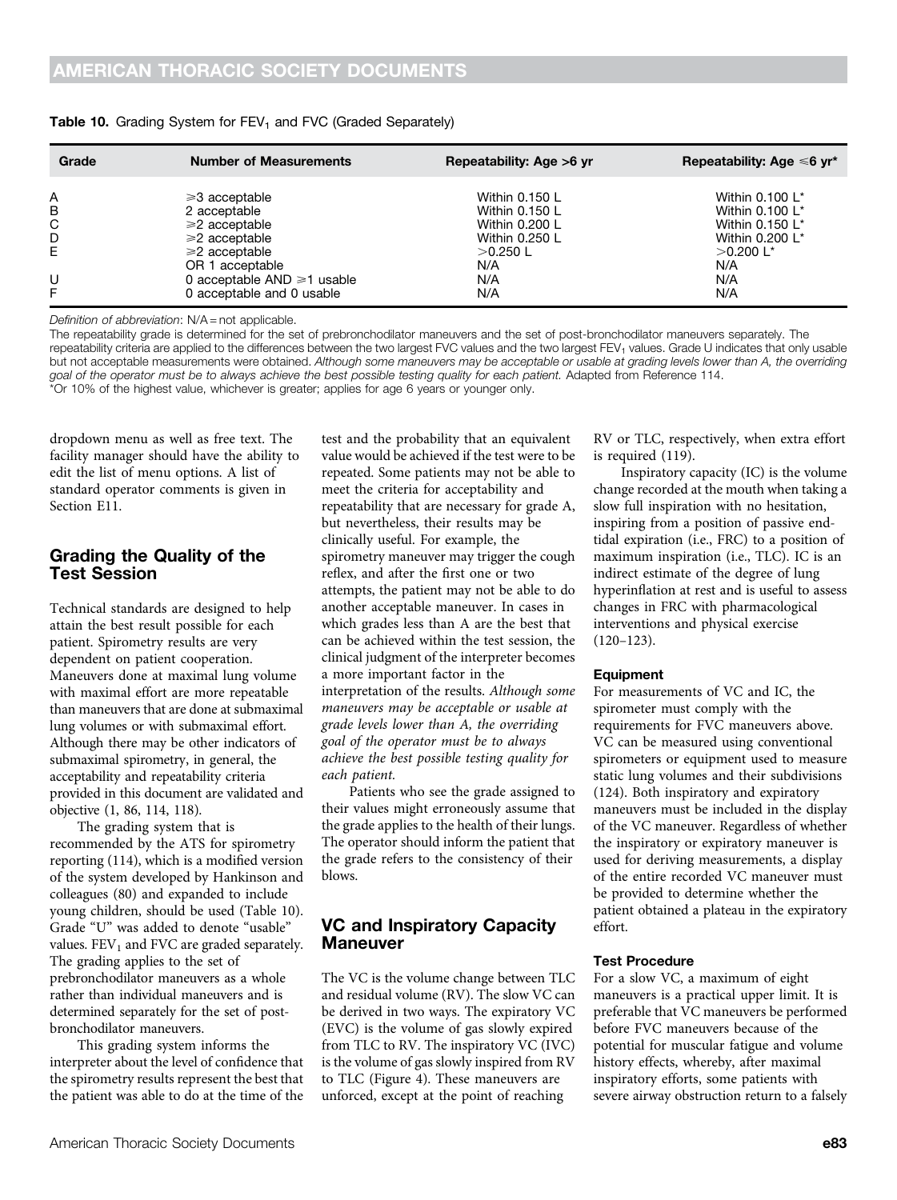**Table 10.** Grading System for $FEV_1$ and FVC (Graded Separately)

| Grade | Number of Measurements | Repeatability: Age >6 yr | Repeatability: Age ⩽6 yr* |
|---|---|---|---|
| A | ⩾3 acceptable | Within 0.150 L | Within 0.100 L* |
| B | 2 acceptable | Within 0.150 L | Within 0.100 L* |
| C | ⩾2 acceptable | Within 0.200 L | Within 0.150 L* |
| D | ⩾2 acceptable | Within 0.250 L | Within 0.200 L* |
| E | ⩾2 acceptable | >0.250 L | >0.200 L* |
| | OR 1 acceptable | N/A | N/A |
| U | 0 acceptable AND ⩾1 usable | N/A | N/A |
| F | 0 acceptable and 0 usable | N/A | N/A |

*Definition of abbreviation*: N/A = not applicable.

The repeatability grade is determined for the set of prebronchodilator maneuvers and the set of post-bronchodilator maneuvers separately. The repeatability criteria are applied to the differences between the two largest FVC values and the two largest $FEV_1$ values. Grade U indicates that only usable but not acceptable measurements were obtained. *Although some maneuvers may be acceptable or usable at grading levels lower than A, the overriding goal of the operator must be to always achieve the best possible testing quality for each patient.* Adapted from Reference 114.

*Or 10% of the highest value, whichever is greater; applies for age 6 years or younger only.

dropdown menu as well as free text. The facility manager should have the ability to edit the list of menu options. A list of standard operator comments is given in Section E11.

## Grading the Quality of the Test Session

Technical standards are designed to help attain the best result possible for each patient. Spirometry results are very dependent on patient cooperation. Maneuvers done at maximal lung volume with maximal effort are more repeatable than maneuvers that are done at submaximal lung volumes or with submaximal effort. Although there may be other indicators of submaximal spirometry, in general, the acceptability and repeatability criteria provided in this document are validated and objective (1, 86, 114, 118).

The grading system that is recommended by the ATS for spirometry reporting (114), which is a modified version of the system developed by Hankinson and colleagues (80) and expanded to include young children, should be used (Table 10). Grade "U" was added to denote "usable" values. $FEV_1$ and FVC are graded separately. The grading applies to the set of prebronchodilator maneuvers as a whole rather than individual maneuvers and is determined separately for the set of post-bronchodilator maneuvers.

This grading system informs the interpreter about the level of confidence that the spirometry results represent the best that the patient was able to do at the time of the test and the probability that an equivalent value would be achieved if the test were to be repeated. Some patients may not be able to meet the criteria for acceptability and repeatability that are necessary for grade A, but nevertheless, their results may be clinically useful. For example, the spirometry maneuver may trigger the cough reflex, and after the first one or two attempts, the patient may not be able to do another acceptable maneuver. In cases in which grades less than A are the best that can be achieved within the test session, the clinical judgment of the interpreter becomes a more important factor in the interpretation of the results. *Although some maneuvers may be acceptable or usable at grade levels lower than A, the overriding goal of the operator must be to always achieve the best possible testing quality for each patient.*

Patients who see the grade assigned to their values might erroneously assume that the grade applies to the health of their lungs. The operator should inform the patient that the grade refers to the consistency of their blows.

## VC and Inspiratory Capacity Maneuver

The VC is the volume change between TLC and residual volume (RV). The slow VC can be derived in two ways. The expiratory VC (EVC) is the volume of gas slowly expired from TLC to RV. The inspiratory VC (IVC) is the volume of gas slowly inspired from RV to TLC (Figure 4). These maneuvers are unforced, except at the point of reaching RV or TLC, respectively, when extra effort is required (119).

Inspiratory capacity (IC) is the volume change recorded at the mouth when taking a slow full inspiration with no hesitation, inspiring from a position of passive end-tidal expiration (i.e., FRC) to a position of maximum inspiration (i.e., TLC). IC is an indirect estimate of the degree of lung hyperinflation at rest and is useful to assess changes in FRC with pharmacological interventions and physical exercise (120–123).

### Equipment

For measurements of VC and IC, the spirometer must comply with the requirements for FVC maneuvers above. VC can be measured using conventional spirometers or equipment used to measure static lung volumes and their subdivisions (124). Both inspiratory and expiratory maneuvers must be included in the display of the VC maneuver. Regardless of whether the inspiratory or expiratory maneuver is used for deriving measurements, a display of the entire recorded VC maneuver must be provided to determine whether the patient obtained a plateau in the expiratory effort.

### Test Procedure

For a slow VC, a maximum of eight maneuvers is a practical upper limit. It is preferable that VC maneuvers be performed before FVC maneuvers because of the potential for muscular fatigue and volume history effects, whereby, after maximal inspiratory efforts, some patients with severe airway obstruction return to a falsely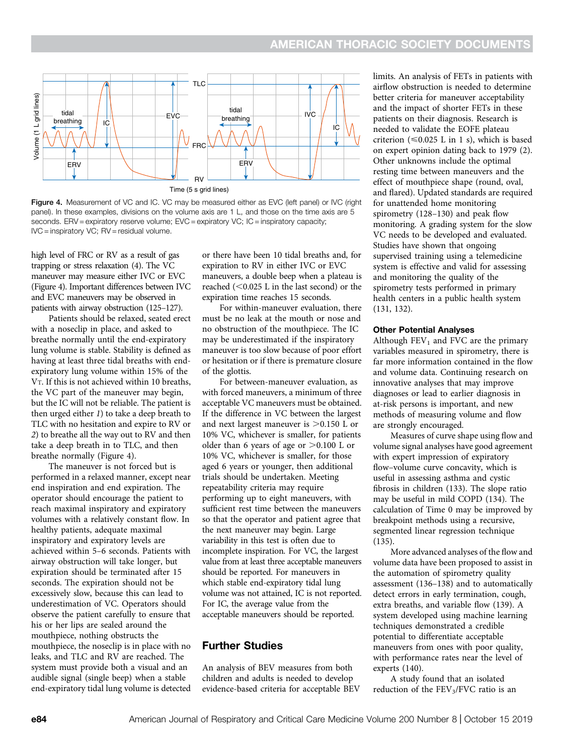Figure 4. Measurement of VC and IC. VC may be measured either as EVC (left panel) or IVC (right panel). In these examples, divisions on the volume axis are 1 L, and those on the time axis are 5 seconds. ERV = expiratory reserve volume; EVC = expiratory VC; IC = inspiratory capacity; IVC = inspiratory VC; RV = residual volume.

high level of FRC or RV as a result of gas trapping or stress relaxation (4). The VC maneuver may measure either IVC or EVC (Figure 4). Important differences between IVC and EVC maneuvers may be observed in patients with airway obstruction (125–127).

Patients should be relaxed, seated erect with a noseclip in place, and asked to breathe normally until the end-expiratory lung volume is stable. Stability is defined as having at least three tidal breaths with end-expiratory lung volume within 15% of the $V_T$. If this is not achieved within 10 breaths, the VC part of the maneuver may begin, but the IC will not be reliable. The patient is then urged either *1*) to take a deep breath to TLC with no hesitation and expire to RV or *2*) to breathe all the way out to RV and then take a deep breath in to TLC, and then breathe normally (Figure 4).

The maneuver is not forced but is performed in a relaxed manner, except near end inspiration and end expiration. The operator should encourage the patient to reach maximal inspiratory and expiratory volumes with a relatively constant flow. In healthy patients, adequate maximal inspiratory and expiratory levels are achieved within 5–6 seconds. Patients with airway obstruction will take longer, but expiration should be terminated after 15 seconds. The expiration should not be excessively slow, because this can lead to underestimation of VC. Operators should observe the patient carefully to ensure that his or her lips are sealed around the mouthpiece, nothing obstructs the mouthpiece, the noseclip is in place with no leaks, and TLC and RV are reached. The system must provide both a visual and an audible signal (single beep) when a stable end-expiratory tidal lung volume is detected or there have been 10 tidal breaths and, for expiration to RV in either IVC or EVC maneuvers, a double beep when a plateau is reached (<0.025 L in the last second) or the expiration time reaches 15 seconds.

For within-maneuver evaluation, there must be no leak at the mouth or nose and no obstruction of the mouthpiece. The IC may be underestimated if the inspiratory maneuver is too slow because of poor effort or hesitation or if there is premature closure of the glottis.

For between-maneuver evaluation, as with forced maneuvers, a minimum of three acceptable VC maneuvers must be obtained. If the difference in VC between the largest and next largest maneuver is >0.150 L or 10% VC, whichever is smaller, for patients older than 6 years of age or >0.100 L or 10% VC, whichever is smaller, for those aged 6 years or younger, then additional trials should be undertaken. Meeting repeatability criteria may require performing up to eight maneuvers, with sufficient rest time between the maneuvers so that the operator and patient agree that the next maneuver may begin. Large variability in this test is often due to incomplete inspiration. For VC, the largest value from at least three acceptable maneuvers should be reported. For maneuvers in which stable end-expiratory tidal lung volume was not attained, IC is not reported. For IC, the average value from the acceptable maneuvers should be reported.

## Further Studies

An analysis of BEV measures from both children and adults is needed to develop evidence-based criteria for acceptable BEV limits. An analysis of FETs in patients with airflow obstruction is needed to determine better criteria for maneuver acceptability and the impact of shorter FETs in these patients on their diagnosis. Research is needed to validate the EOFE plateau criterion (≤0.025 L in 1 s), which is based on expert opinion dating back to 1979 (2). Other unknowns include the optimal resting time between maneuvers and the effect of mouthpiece shape (round, oval, and flared). Updated standards are required for unattended home monitoring spirometry (128–130) and peak flow monitoring. A grading system for the slow VC needs to be developed and evaluated. Studies have shown that ongoing supervised training using a telemedicine system is effective and valid for assessing and monitoring the quality of the spirometry tests performed in primary health centers in a public health system (131, 132).

### Other Potential Analyses

Although $FEV_1$ and FVC are the primary variables measured in spirometry, there is far more information contained in the flow and volume data. Continuing research on innovative analyses that may improve diagnoses or lead to earlier diagnosis in at-risk persons is important, and new methods of measuring volume and flow are strongly encouraged.

Measures of curve shape using flow and volume signal analyses have good agreement with expert impression of expiratory flow–volume curve concavity, which is useful in assessing asthma and cystic fibrosis in children (133). The slope ratio may be useful in mild COPD (134). The calculation of Time 0 may be improved by breakpoint methods using a recursive, segmented linear regression technique (135).

More advanced analyses of the flow and volume data have been proposed to assist in the automation of spirometry quality assessment (136–138) and to automatically detect errors in early termination, cough, extra breaths, and variable flow (139). A system developed using machine learning techniques demonstrated a credible potential to differentiate acceptable maneuvers from ones with poor quality, with performance rates near the level of experts (140).

A study found that an isolated reduction of the $FEV_3$/FVC ratio is an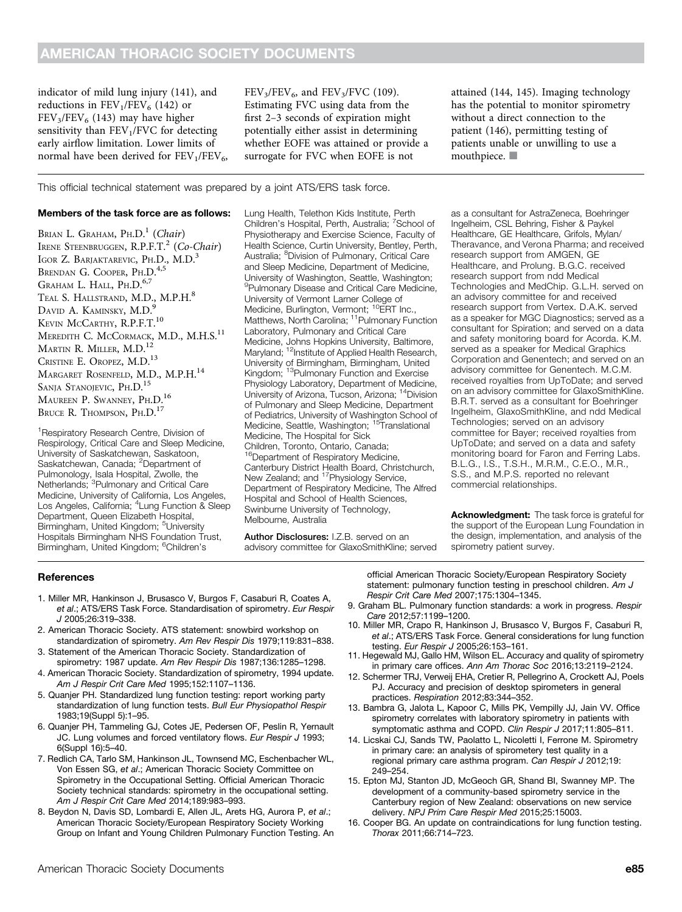indicator of mild lung injury (141), and reductions in $FEV_1/FEV_6$ (142) or $FEV_3/FEV_6$ (143) may have higher sensitivity than $FEV_1/FVC$ for detecting early airflow limitation. Lower limits of normal have been derived for $FEV_1/FEV_6$, $FEV_3/FEV_6$, and $FEV_3/FVC$ (109). Estimating FVC using data from the first 2–3 seconds of expiration might potentially either assist in determining whether EOFE was attained or provide a surrogate for FVC when EOFE is not attained (144, 145). Imaging technology has the potential to monitor spirometry without a direct connection to the patient (146), permitting testing of patients unable or unwilling to use a mouthpiece. ■

This official technical statement was prepared by a joint ATS/ERS task force.

**Members of the task force are as follows:**

Brian L. Graham, Ph.D.[1] (*Chair*)
Irene Steenbruggen, R.P.F.T.[2] (*Co-Chair*)
Igor Z. Barjaktarevic, Ph.D., M.D.[3]
Brendan G. Cooper, Ph.D.[4,5]
Graham L. Hall, Ph.D.[6,7]
Teal S. Hallstrand, M.D., M.P.H.[8]
David A. Kaminsky, M.D.[9]
Kevin McCarthy, R.P.F.T.[10]
Meredith C. McCormack, M.D., M.H.S.[11]
Martin R. Miller, M.D.[12]
Cristine E. Oropez, M.D.[13]
Margaret Rosenfeld, M.D., M.P.H.[14]
Sanja Stanojevic, Ph.D.[15]
Maureen P. Swanney, Ph.D.[16]
Bruce R. Thompson, Ph.D.[17]

[1]Respiratory Research Centre, Division of Respirology, Critical Care and Sleep Medicine, University of Saskatchewan, Saskatoon, Saskatchewan, Canada; [2]Department of Pulmonology, Isala Hospital, Zwolle, the Netherlands; [3]Pulmonary and Critical Care Medicine, University of California, Los Angeles, Los Angeles, California; [4]Lung Function & Sleep Department, Queen Elizabeth Hospital, Birmingham, United Kingdom; [5]University Hospitals Birmingham NHS Foundation Trust, Birmingham, United Kingdom; [6]Children's Lung Health, Telethon Kids Institute, Perth Children's Hospital, Perth, Australia; [7]School of Physiotherapy and Exercise Science, Faculty of Health Science, Curtin University, Bentley, Perth, Australia; [8]Division of Pulmonary, Critical Care and Sleep Medicine, Department of Medicine, University of Washington, Seattle, Washington; [9]Pulmonary Disease and Critical Care Medicine, University of Vermont Larner College of Medicine, Burlington, Vermont; [10]ERT Inc., Matthews, North Carolina; [11]Pulmonary Function Laboratory, Pulmonary and Critical Care Medicine, Johns Hopkins University, Baltimore, Maryland; [12]Institute of Applied Health Research, University of Birmingham, Birmingham, United Kingdom; [13]Pulmonary Function and Exercise Physiology Laboratory, Department of Medicine, University of Arizona, Tucson, Arizona; [14]Division of Pulmonary and Sleep Medicine, Department of Pediatrics, University of Washington School of Medicine, Seattle, Washington; [15]Translational Medicine, The Hospital for Sick Children, Toronto, Ontario, Canada; [16]Department of Respiratory Medicine, Canterbury District Health Board, Christchurch, New Zealand; and [17]Physiology Service, Department of Respiratory Medicine, The Alfred Hospital and School of Health Sciences, Swinburne University of Technology, Melbourne, Australia

**Author Disclosures:** I.Z.B. served on an advisory committee for GlaxoSmithKline; served as a consultant for AstraZeneca, Boehringer Ingelheim, CSL Behring, Fisher & Paykel Healthcare, GE Healthcare, Grifols, Mylan/Theravance, and Verona Pharma; and received research support from AMGEN, GE Healthcare, and Prolung. B.G.C. received research support from ndd Medical Technologies and MedChip. G.L.H. served on an advisory committee for and received research support from Vertex. D.A.K. served as a speaker for MGC Diagnostics; served as a consultant for Spiration; and served on a data and safety monitoring board for Acorda. K.M. served as a speaker for Medical Graphics Corporation and Genentech; and served on an advisory committee for Genentech. M.C.M. received royalties from UpToDate; and served on an advisory committee for GlaxoSmithKline. B.R.T. served as a consultant for Boehringer Ingelheim, GlaxoSmithKline, and ndd Medical Technologies; served on an advisory committee for Bayer; received royalties from UpToDate; and served on a data and safety monitoring board for Faron and Ferring Labs. B.L.G., I.S., T.S.H., M.R.M., C.E.O., M.R., S.S., and M.P.S. reported no relevant commercial relationships.

**Acknowledgment:** The task force is grateful for the support of the European Lung Foundation in the design, implementation, and analysis of the spirometry patient survey.

## References

1. Miller MR, Hankinson J, Brusasco V, Burgos F, Casaburi R, Coates A, *et al*.; ATS/ERS Task Force. Standardisation of spirometry. *Eur Respir J* 2005;26:319–338.
2. American Thoracic Society. ATS statement: snowbird workshop on standardization of spirometry. *Am Rev Respir Dis* 1979;119:831–838.
3. Statement of the American Thoracic Society. Standardization of spirometry: 1987 update. *Am Rev Respir Dis* 1987;136:1285–1298.
4. American Thoracic Society. Standardization of spirometry, 1994 update. *Am J Respir Crit Care Med* 1995;152:1107–1136.
5. Quanjer PH. Standardized lung function testing: report working party standardization of lung function tests. *Bull Eur Physiopathol Respir* 1983;19(Suppl 5):1–95.
6. Quanjer PH, Tammeling GJ, Cotes JE, Pedersen OF, Peslin R, Yernault JC. Lung volumes and forced ventilatory flows. *Eur Respir J* 1993; 6(Suppl 16):5–40.
7. Redlich CA, Tarlo SM, Hankinson JL, Townsend MC, Eschenbacher WL, Von Essen SG, *et al*.; American Thoracic Society Committee on Spirometry in the Occupational Setting. Official American Thoracic Society technical standards: spirometry in the occupational setting. *Am J Respir Crit Care Med* 2014;189:983–993.
8. Beydon N, Davis SD, Lombardi E, Allen JL, Arets HG, Aurora P, *et al*.; American Thoracic Society/European Respiratory Society Working Group on Infant and Young Children Pulmonary Function Testing. An official American Thoracic Society/European Respiratory Society statement: pulmonary function testing in preschool children. *Am J Respir Crit Care Med* 2007;175:1304–1345.
9. Graham BL. Pulmonary function standards: a work in progress. *Respir Care* 2012;57:1199–1200.
10. Miller MR, Crapo R, Hankinson J, Brusasco V, Burgos F, Casaburi R, *et al*.; ATS/ERS Task Force. General considerations for lung function testing. *Eur Respir J* 2005;26:153–161.
11. Hegewald MJ, Gallo HM, Wilson EL. Accuracy and quality of spirometry in primary care offices. *Ann Am Thorac Soc* 2016;13:2119–2124.
12. Schermer TRJ, Verweij EHA, Cretier R, Pellegrino A, Crockett AJ, Poels PJ. Accuracy and precision of desktop spirometers in general practices. *Respiration* 2012;83:344–352.
13. Bambra G, Jalota L, Kapoor C, Mills PK, Vempilly JJ, Jain VV. Office spirometry correlates with laboratory spirometry in patients with symptomatic asthma and COPD. *Clin Respir J* 2017;11:805–811.
14. Licskai CJ, Sands TW, Paolatto L, Nicoletti I, Ferrone M. Spirometry in primary care: an analysis of spirometery test quality in a regional primary care asthma program. *Can Respir J* 2012;19: 249–254.
15. Epton MJ, Stanton JD, McGeoch GR, Shand BI, Swanney MP. The development of a community-based spirometry service in the Canterbury region of New Zealand: observations on new service delivery. *NPJ Prim Care Respir Med* 2015;25:15003.
16. Cooper BG. An update on contraindications for lung function testing. *Thorax* 2011;66:714–723.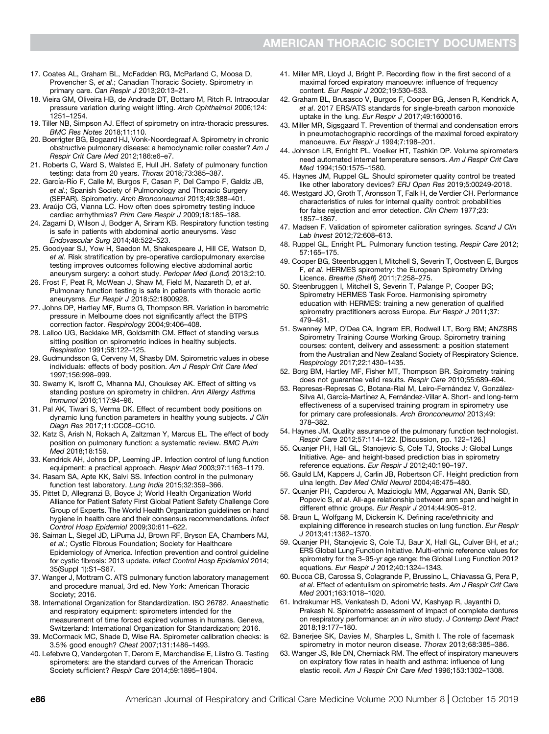17. Coates AL, Graham BL, McFadden RG, McParland C, Moosa D, Provencher S, *et al*.; Canadian Thoracic Society. Spirometry in primary care. *Can Respir J* 2013;20:13–21.
18. Vieira GM, Oliveira HB, de Andrade DT, Bottaro M, Ritch R. Intraocular pressure variation during weight lifting. *Arch Ophthalmol* 2006;124: 1251–1254.
19. Tiller NB, Simpson AJ. Effect of spirometry on intra-thoracic pressures. *BMC Res Notes* 2018;11:110.
20. Boerrigter BG, Bogaard HJ, Vonk-Noordegraaf A. Spirometry in chronic obstructive pulmonary disease: a hemodynamic roller coaster? *Am J Respir Crit Care Med* 2012;186:e6–e7.
21. Roberts C, Ward S, Walsted E, Hull JH. Safety of pulmonary function testing: data from 20 years. *Thorax* 2018;73:385–387.
22. García-Río F, Calle M, Burgos F, Casan P, Del Campo F, Galdiz JB, *et al*.; Spanish Society of Pulmonology and Thoracic Surgery (SEPAR). Spirometry. *Arch Bronconeumol* 2013;49:388–401.
23. Araújo CG, Vianna LC. How often does spirometry testing induce cardiac arrhythmias? *Prim Care Respir J* 2009;18:185–188.
24. Zagami D, Wilson J, Bodger A, Sriram KB. Respiratory function testing is safe in patients with abdominal aortic aneurysms. *Vasc Endovascular Surg* 2014;48:522–523.
25. Goodyear SJ, Yow H, Saedon M, Shakespeare J, Hill CE, Watson D, *et al*. Risk stratification by pre-operative cardiopulmonary exercise testing improves outcomes following elective abdominal aortic aneurysm surgery: a cohort study. *Perioper Med (Lond)* 2013;2:10.
26. Frost F, Peat R, McWean J, Shaw M, Field M, Nazareth D, *et al*. Pulmonary function testing is safe in patients with thoracic aortic aneurysms. *Eur Respir J* 2018;52:1800928.
27. Johns DP, Hartley MF, Burns G, Thompson BR. Variation in barometric pressure in Melbourne does not significantly affect the BTPS correction factor. *Respirology* 2004;9:406–408.
28. Lalloo UG, Becklake MR, Goldsmith CM. Effect of standing versus sitting position on spirometric indices in healthy subjects. *Respiration* 1991;58:122–125.
29. Gudmundsson G, Cerveny M, Shasby DM. Spirometric values in obese individuals: effects of body position. *Am J Respir Crit Care Med* 1997;156:998–999.
30. Swamy K, Isroff C, Mhanna MJ, Chouksey AK. Effect of sitting vs standing posture on spirometry in children. *Ann Allergy Asthma Immunol* 2016;117:94–96.
31. Pal AK, Tiwari S, Verma DK. Effect of recumbent body positions on dynamic lung function parameters in healthy young subjects. *J Clin Diagn Res* 2017;11:CC08–CC10.
32. Katz S, Arish N, Rokach A, Zaltzman Y, Marcus EL. The effect of body position on pulmonary function: a systematic review. *BMC Pulm Med* 2018;18:159.
33. Kendrick AH, Johns DP, Leeming JP. Infection control of lung function equipment: a practical approach. *Respir Med* 2003;97:1163–1179.
34. Rasam SA, Apte KK, Salvi SS. Infection control in the pulmonary function test laboratory. *Lung India* 2015;32:359–366.
35. Pittet D, Allegranzi B, Boyce J; World Health Organization World Alliance for Patient Safety First Global Patient Safety Challenge Core Group of Experts. The World Health Organization guidelines on hand hygiene in health care and their consensus recommendations. *Infect Control Hosp Epidemiol* 2009;30:611–622.
36. Saiman L, Siegel JD, LiPuma JJ, Brown RF, Bryson EA, Chambers MJ, *et al*.; Cystic Fibrous Foundation; Society for Healthcare Epidemiology of America. Infection prevention and control guideline for cystic fibrosis: 2013 update. *Infect Control Hosp Epidemiol* 2014; 35(Suppl 1):S1–S67.
37. Wanger J, Mottram C. ATS pulmonary function laboratory management and procedure manual, 3rd ed. New York: American Thoracic Society; 2016.
38. International Organization for Standardization. ISO 26782. Anaesthetic and respiratory equipment: spirometers intended for the measurement of time forced expired volumes in humans. Geneva, Switzerland: International Organization for Standardization; 2016.
39. McCormack MC, Shade D, Wise RA. Spirometer calibration checks: is 3.5% good enough? *Chest* 2007;131:1486–1493.
40. Lefebvre Q, Vandergoten T, Derom E, Marchandise E, Liistro G. Testing spirometers: are the standard curves of the American Thoracic Society sufficient? *Respir Care* 2014;59:1895–1904.
41. Miller MR, Lloyd J, Bright P. Recording flow in the first second of a maximal forced expiratory manoeuvre: influence of frequency content. *Eur Respir J* 2002;19:530–533.
42. Graham BL, Brusasco V, Burgos F, Cooper BG, Jensen R, Kendrick A, *et al*. 2017 ERS/ATS standards for single-breath carbon monoxide uptake in the lung. *Eur Respir J* 2017;49:1600016.
43. Miller MR, Sigsgaard T. Prevention of thermal and condensation errors in pneumotachographic recordings of the maximal forced expiratory manoeuvre. *Eur Respir J* 1994;7:198–201.
44. Johnson LR, Enright PL, Voelker HT, Tashkin DP. Volume spirometers need automated internal temperature sensors. *Am J Respir Crit Care Med* 1994;150:1575–1580.
45. Haynes JM, Ruppel GL. Should spirometer quality control be treated like other laboratory devices? *ERJ Open Res* 2019;5:00249-2018.
46. Westgard JO, Groth T, Aronsson T, Falk H, de Verdier CH. Performance characteristics of rules for internal quality control: probabilities for false rejection and error detection. *Clin Chem* 1977;23: 1857–1867.
47. Madsen F. Validation of spirometer calibration syringes. *Scand J Clin Lab Invest* 2012;72:608–613.
48. Ruppel GL, Enright PL. Pulmonary function testing. *Respir Care* 2012; 57:165–175.
49. Cooper BG, Steenbruggen I, Mitchell S, Severin T, Oostveen E, Burgos F, *et al*. HERMES spirometry: the European Spirometry Driving Licence. *Breathe (Sheff)* 2011;7:258–275.
50. Steenbruggen I, Mitchell S, Severin T, Palange P, Cooper BG; Spirometry HERMES Task Force. Harmonising spirometry education with HERMES: training a new generation of qualified spirometry practitioners across Europe. *Eur Respir J* 2011;37: 479–481.
51. Swanney MP, O'Dea CA, Ingram ER, Rodwell LT, Borg BM; ANZSRS Spirometry Training Course Working Group. Spirometry training courses: content, delivery and assessment: a position statement from the Australian and New Zealand Society of Respiratory Science. *Respirology* 2017;22:1430–1435.
52. Borg BM, Hartley MF, Fisher MT, Thompson BR. Spirometry training does not guarantee valid results. *Respir Care* 2010;55:689–694.
53. Represas-Represas C, Botana-Rial M, Leiro-Fernández V, González-Silva AI, García-Martínez A, Fernández-Villar A. Short- and long-term effectiveness of a supervised training program in spirometry use for primary care professionals. *Arch Bronconeumol* 2013;49: 378–382.
54. Haynes JM. Quality assurance of the pulmonary function technologist. *Respir Care* 2012;57:114–122. [Discussion, pp. 122–126.]
55. Quanjer PH, Hall GL, Stanojevic S, Cole TJ, Stocks J; Global Lungs Initiative. Age- and height-based prediction bias in spirometry reference equations. *Eur Respir J* 2012;40:190–197.
56. Gauld LM, Kappers J, Carlin JB, Robertson CF. Height prediction from ulna length. *Dev Med Child Neurol* 2004;46:475–480.
57. Quanjer PH, Capderou A, Mazicioglu MM, Aggarwal AN, Banik SD, Popovic S, *et al*. All-age relationship between arm span and height in different ethnic groups. *Eur Respir J* 2014;44:905–912.
58. Braun L, Wolfgang M, Dickersin K. Defining race/ethnicity and explaining difference in research studies on lung function. *Eur Respir J* 2013;41:1362–1370.
59. Quanjer PH, Stanojevic S, Cole TJ, Baur X, Hall GL, Culver BH, *et al*.; ERS Global Lung Function Initiative. Multi-ethnic reference values for spirometry for the 3–95-yr age range: the Global Lung Function 2012 equations. *Eur Respir J* 2012;40:1324–1343.
60. Bucca CB, Carossa S, Colagrande P, Brussino L, Chiavassa G, Pera P, *et al*. Effect of edentulism on spirometric tests. *Am J Respir Crit Care Med* 2001;163:1018–1020.
61. Indrakumar HS, Venkatesh D, Adoni VV, Kashyap R, Jayanthi D, Prakash N. Spirometric assessment of impact of complete dentures on respiratory performance: an *in vitro* study. *J Contemp Dent Pract* 2018;19:177–180.
62. Banerjee SK, Davies M, Sharples L, Smith I. The role of facemask spirometry in motor neuron disease. *Thorax* 2013;68:385–386.
63. Wanger JS, Ikle DN, Cherniack RM. The effect of inspiratory maneuvers on expiratory flow rates in health and asthma: influence of lung elastic recoil. *Am J Respir Crit Care Med* 1996;153:1302–1308.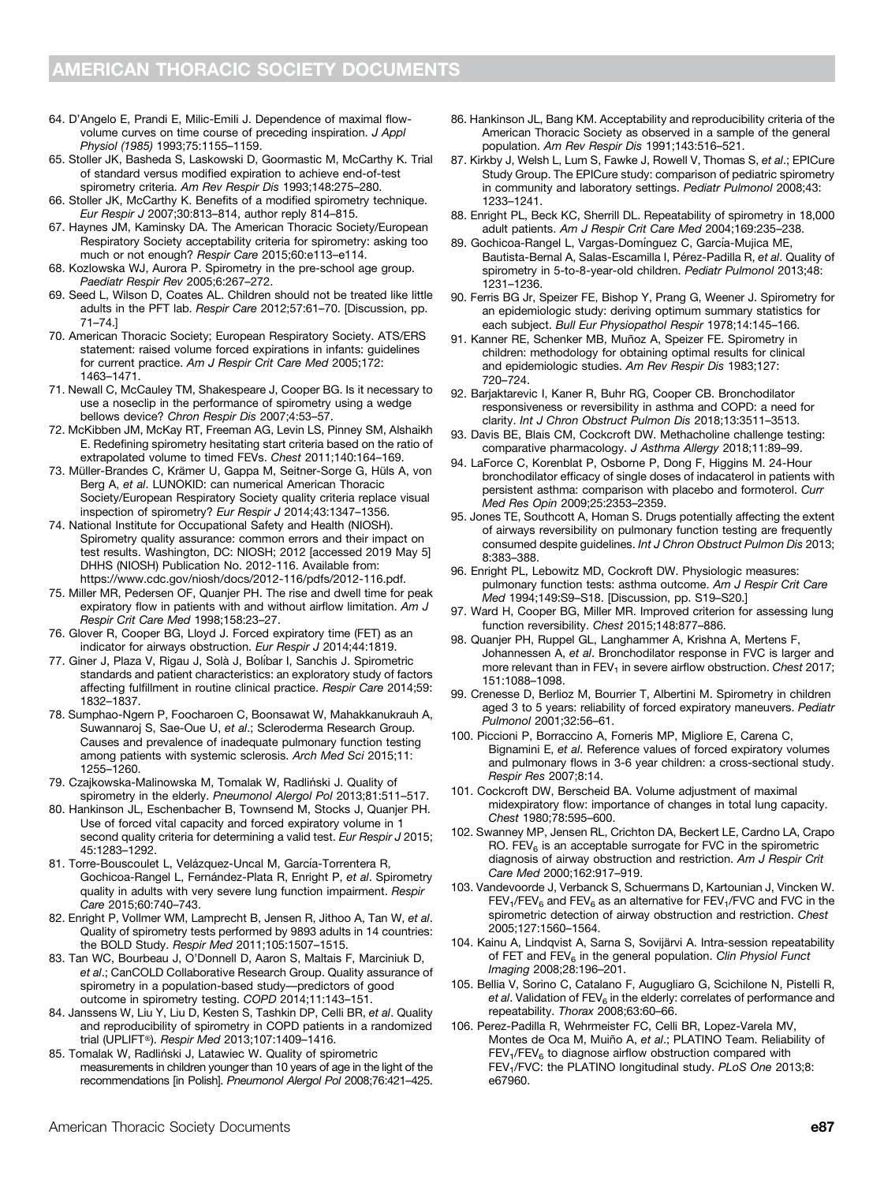64. D'Angelo E, Prandi E, Milic-Emili J. Dependence of maximal flow-volume curves on time course of preceding inspiration. *J Appl Physiol (1985)* 1993;75:1155–1159.
65. Stoller JK, Basheda S, Laskowski D, Goormastic M, McCarthy K. Trial of standard versus modified expiration to achieve end-of-test spirometry criteria. *Am Rev Respir Dis* 1993;148:275–280.
66. Stoller JK, McCarthy K. Benefits of a modified spirometry technique. *Eur Respir J* 2007;30:813–814, author reply 814–815.
67. Haynes JM, Kaminsky DA. The American Thoracic Society/European Respiratory Society acceptability criteria for spirometry: asking too much or not enough? *Respir Care* 2015;60:e113–e114.
68. Kozlowska WJ, Aurora P. Spirometry in the pre-school age group. *Paediatr Respir Rev* 2005;6:267–272.
69. Seed L, Wilson D, Coates AL. Children should not be treated like little adults in the PFT lab. *Respir Care* 2012;57:61–70. [Discussion, pp. 71–74.]
70. American Thoracic Society; European Respiratory Society. ATS/ERS statement: raised volume forced expirations in infants: guidelines for current practice. *Am J Respir Crit Care Med* 2005;172:1463–1471.
71. Newall C, McCauley TM, Shakespeare J, Cooper BG. Is it necessary to use a noseclip in the performance of spirometry using a wedge bellows device? *Chron Respir Dis* 2007;4:53–57.
72. McKibben JM, McKay RT, Freeman AG, Levin LS, Pinney SM, Alshaikh E. Redefining spirometry hesitating start criteria based on the ratio of extrapolated volume to timed FEVs. *Chest* 2011;140:164–169.
73. Müller-Brandes C, Krämer U, Gappa M, Seitner-Sorge G, Hüls A, von Berg A, *et al*. LUNOKID: can numerical American Thoracic Society/European Respiratory Society quality criteria replace visual inspection of spirometry? *Eur Respir J* 2014;43:1347–1356.
74. National Institute for Occupational Safety and Health (NIOSH). Spirometry quality assurance: common errors and their impact on test results. Washington, DC: NIOSH; 2012 [accessed 2019 May 5] DHHS (NIOSH) Publication No. 2012-116. Available from: https://www.cdc.gov/niosh/docs/2012-116/pdfs/2012-116.pdf.
75. Miller MR, Pedersen OF, Quanjer PH. The rise and dwell time for peak expiratory flow in patients with and without airflow limitation. *Am J Respir Crit Care Med* 1998;158:23–27.
76. Glover R, Cooper BG, Lloyd J. Forced expiratory time (FET) as an indicator for airways obstruction. *Eur Respir J* 2014;44:1819.
77. Giner J, Plaza V, Rigau J, Solà J, Bolíbar I, Sanchis J. Spirometric standards and patient characteristics: an exploratory study of factors affecting fulfillment in routine clinical practice. *Respir Care* 2014;59:1832–1837.
78. Sumphao-Ngern P, Foocharoen C, Boonsawat W, Mahakkanukrauh A, Suwannaroj S, Sae-Oue U, *et al*.; Scleroderma Research Group. Causes and prevalence of inadequate pulmonary function testing among patients with systemic sclerosis. *Arch Med Sci* 2015;11:1255–1260.
79. Czajkowska-Malinowska M, Tomalak W, Radliński J. Quality of spirometry in the elderly. *Pneumonol Alergol Pol* 2013;81:511–517.
80. Hankinson JL, Eschenbacher B, Townsend M, Stocks J, Quanjer PH. Use of forced vital capacity and forced expiratory volume in 1 second quality criteria for determining a valid test. *Eur Respir J* 2015;45:1283–1292.
81. Torre-Bouscoulet L, Velázquez-Uncal M, García-Torrentera R, Gochicoa-Rangel L, Fernández-Plata R, Enright P, *et al*. Spirometry quality in adults with very severe lung function impairment. *Respir Care* 2015;60:740–743.
82. Enright P, Vollmer WM, Lamprecht B, Jensen R, Jithoo A, Tan W, *et al*. Quality of spirometry tests performed by 9893 adults in 14 countries: the BOLD Study. *Respir Med* 2011;105:1507–1515.
83. Tan WC, Bourbeau J, O'Donnell D, Aaron S, Maltais F, Marciniuk D, *et al*.; CanCOLD Collaborative Research Group. Quality assurance of spirometry in a population-based study—predictors of good outcome in spirometry testing. *COPD* 2014;11:143–151.
84. Janssens W, Liu Y, Liu D, Kesten S, Tashkin DP, Celli BR, *et al*. Quality and reproducibility of spirometry in COPD patients in a randomized trial (UPLIFT®). *Respir Med* 2013;107:1409–1416.
85. Tomalak W, Radliński J, Latawiec W. Quality of spirometric measurements in children younger than 10 years of age in the light of the recommendations [in Polish]. *Pneumonol Alergol Pol* 2008;76:421–425.
86. Hankinson JL, Bang KM. Acceptability and reproducibility criteria of the American Thoracic Society as observed in a sample of the general population. *Am Rev Respir Dis* 1991;143:516–521.
87. Kirkby J, Welsh L, Lum S, Fawke J, Rowell V, Thomas S, *et al*.; EPICure Study Group. The EPICure study: comparison of pediatric spirometry in community and laboratory settings. *Pediatr Pulmonol* 2008;43:1233–1241.
88. Enright PL, Beck KC, Sherrill DL. Repeatability of spirometry in 18,000 adult patients. *Am J Respir Crit Care Med* 2004;169:235–238.
89. Gochicoa-Rangel L, Vargas-Domínguez C, García-Mujica ME, Bautista-Bernal A, Salas-Escamilla I, Pérez-Padilla R, *et al*. Quality of spirometry in 5-to-8-year-old children. *Pediatr Pulmonol* 2013;48:1231–1236.
90. Ferris BG Jr, Speizer FE, Bishop Y, Prang G, Weener J. Spirometry for an epidemiologic study: deriving optimum summary statistics for each subject. *Bull Eur Physiopathol Respir* 1978;14:145–166.
91. Kanner RE, Schenker MB, Muñoz A, Speizer FE. Spirometry in children: methodology for obtaining optimal results for clinical and epidemiologic studies. *Am Rev Respir Dis* 1983;127:720–724.
92. Barjaktarevic I, Kaner R, Buhr RG, Cooper CB. Bronchodilator responsiveness or reversibility in asthma and COPD: a need for clarity. *Int J Chron Obstruct Pulmon Dis* 2018;13:3511–3513.
93. Davis BE, Blais CM, Cockcroft DW. Methacholine challenge testing: comparative pharmacology. *J Asthma Allergy* 2018;11:89–99.
94. LaForce C, Korenblat P, Osborne P, Dong F, Higgins M. 24-Hour bronchodilator efficacy of single doses of indacaterol in patients with persistent asthma: comparison with placebo and formoterol. *Curr Med Res Opin* 2009;25:2353–2359.
95. Jones TE, Southcott A, Homan S. Drugs potentially affecting the extent of airways reversibility on pulmonary function testing are frequently consumed despite guidelines. *Int J Chron Obstruct Pulmon Dis* 2013;8:383–388.
96. Enright PL, Lebowitz MD, Cockroft DW. Physiologic measures: pulmonary function tests: asthma outcome. *Am J Respir Crit Care Med* 1994;149:S9–S18. [Discussion, pp. S19–S20.]
97. Ward H, Cooper BG, Miller MR. Improved criterion for assessing lung function reversibility. *Chest* 2015;148:877–886.
98. Quanjer PH, Ruppel GL, Langhammer A, Krishna A, Mertens F, Johannessen A, *et al*. Bronchodilator response in FVC is larger and more relevant than in $FEV_1$ in severe airflow obstruction. *Chest* 2017;151:1088–1098.
99. Crenesse D, Berlioz M, Bourrier T, Albertini M. Spirometry in children aged 3 to 5 years: reliability of forced expiratory maneuvers. *Pediatr Pulmonol* 2001;32:56–61.
100. Piccioni P, Borraccino A, Forneris MP, Migliore E, Carena C, Bignamini E, *et al*. Reference values of forced expiratory volumes and pulmonary flows in 3-6 year children: a cross-sectional study. *Respir Res* 2007;8:14.
101. Cockcroft DW, Berscheid BA. Volume adjustment of maximal midexpiratory flow: importance of changes in total lung capacity. *Chest* 1980;78:595–600.
102. Swanney MP, Jensen RL, Crichton DA, Beckert LE, Cardno LA, Crapo RO. $FEV_6$ is an acceptable surrogate for FVC in the spirometric diagnosis of airway obstruction and restriction. *Am J Respir Crit Care Med* 2000;162:917–919.
103. Vandevoorde J, Verbanck S, Schuermans D, Kartounian J, Vincken W. $FEV_1/FEV_6$ and $FEV_6$ as an alternative for $FEV_1$/FVC and FVC in the spirometric detection of airway obstruction and restriction. *Chest* 2005;127:1560–1564.
104. Kainu A, Lindqvist A, Sarna S, Sovijärvi A. Intra-session repeatability of FET and $FEV_6$ in the general population. *Clin Physiol Funct Imaging* 2008;28:196–201.
105. Bellia V, Sorino C, Catalano F, Augugliaro G, Scichilone N, Pistelli R, *et al*. Validation of $FEV_6$ in the elderly: correlates of performance and repeatability. *Thorax* 2008;63:60–66.
106. Perez-Padilla R, Wehrmeister FC, Celli BR, Lopez-Varela MV, Montes de Oca M, Muiño A, *et al*.; PLATINO Team. Reliability of $FEV_1/FEV_6$ to diagnose airflow obstruction compared with $FEV_1$/FVC: the PLATINO longitudinal study. *PLoS One* 2013;8:e67960.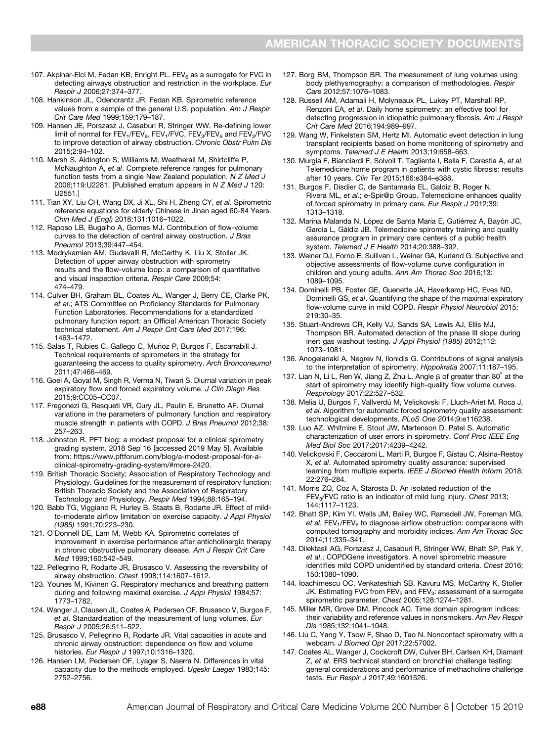107. Akpinar-Elci M, Fedan KB, Enright PL. $FEV_6$ as a surrogate for FVC in detecting airways obstruction and restriction in the workplace. *Eur Respir J* 2006;27:374–377.

108. Hankinson JL, Odencrantz JR, Fedan KB. Spirometric reference values from a sample of the general U.S. population. *Am J Respir Crit Care Med* 1999;159:179–187.

109. Hansen JE, Porszasz J, Casaburi R, Stringer WW. Re-defining lower limit of normal for $FEV_1/FEV_6$, $FEV_1/FVC$, $FEV_3/FEV_6$ and $FEV_3/FVC$ to improve detection of airway obstruction. *Chronic Obstr Pulm Dis* 2015;2:94–102.

110. Marsh S, Aldington S, Williams M, Weatherall M, Shirtcliffe P, McNaughton A, *et al*. Complete reference ranges for pulmonary function tests from a single New Zealand population. *N Z Med J* 2006;119:U2281. [Published erratum appears in *N Z Med J* 120: U2551.]

111. Tian XY, Liu CH, Wang DX, Ji XL, Shi H, Zheng CY, *et al*. Spirometric reference equations for elderly Chinese in Jinan aged 60-84 Years. *Chin Med J (Engl)* 2018;131:1016–1022.

112. Raposo LB, Bugalho A, Gomes MJ. Contribution of flow-volume curves to the detection of central airway obstruction. *J Bras Pneumol* 2013;39:447–454.

113. Modrykamien AM, Gudavalli R, McCarthy K, Liu X, Stoller JK. Detection of upper airway obstruction with spirometry results and the flow-volume loop: a comparison of quantitative and visual inspection criteria. *Respir Care* 2009;54: 474–479.

114. Culver BH, Graham BL, Coates AL, Wanger J, Berry CE, Clarke PK, *et al*.; ATS Committee on Proficiency Standards for Pulmonary Function Laboratories. Recommendations for a standardized pulmonary function report: an Official American Thoracic Society technical statement. *Am J Respir Crit Care Med* 2017;196: 1463–1472.

115. Salas T, Rubies C, Gallego C, Muñoz P, Burgos F, Escarrabill J. Technical requirements of spirometers in the strategy for guaranteeing the access to quality spirometry. *Arch Bronconeumol* 2011;47:466–469.

116. Goel A, Goyal M, Singh R, Verma N, Tiwari S. Diurnal variation in peak expiratory flow and forced expiratory volume. *J Clin Diagn Res* 2015;9:CC05–CC07.

117. Fregonezi G, Resqueti VR, Cury JL, Paulin E, Brunetto AF. Diurnal variations in the parameters of pulmonary function and respiratory muscle strength in patients with COPD. *J Bras Pneumol* 2012;38: 257–263.

118. Johnston R. PFT blog: a modest proposal for a clinical spirometry grading system. 2018 Sep 16 [accessed 2019 May 5]. Available from: https://www.pftforum.com/blog/a-modest-proposal-for-a-clinical-spirometry-grading-system/#more-2420.

119. British Thoracic Society; Association of Respiratory Technology and Physiology. Guidelines for the measurement of respiratory function: British Thoracic Society and the Association of Respiratory Technology and Physiology. *Respir Med* 1994;88:165–194.

120. Babb TG, Viggiano R, Hurley B, Staats B, Rodarte JR. Effect of mild-to-moderate airflow limitation on exercise capacity. *J Appl Physiol (1985)* 1991;70:223–230.

121. O'Donnell DE, Lam M, Webb KA. Spirometric correlates of improvement in exercise performance after anticholinergic therapy in chronic obstructive pulmonary disease. *Am J Respir Crit Care Med* 1999;160:542–549.

122. Pellegrino R, Rodarte JR, Brusasco V. Assessing the reversibility of airway obstruction. *Chest* 1998;114:1607–1612.

123. Younes M, Kivinen G. Respiratory mechanics and breathing pattern during and following maximal exercise. *J Appl Physiol* 1984;57: 1773–1782.

124. Wanger J, Clausen JL, Coates A, Pedersen OF, Brusasco V, Burgos F, *et al*. Standardisation of the measurement of lung volumes. *Eur Respir J* 2005;26:511–522.

125. Brusasco V, Pellegrino R, Rodarte JR. Vital capacities in acute and chronic airway obstruction: dependence on flow and volume histories. *Eur Respir J* 1997;10:1316–1320.

126. Hansen LM, Pedersen OF, Lyager S, Naerra N. Differences in vital capacity due to the methods employed. *Ugeskr Laeger* 1983;145: 2752–2756.

127. Borg BM, Thompson BR. The measurement of lung volumes using body plethysmography: a comparison of methodologies. *Respir Care* 2012;57:1076–1083.

128. Russell AM, Adamali H, Molyneaux PL, Lukey PT, Marshall RP, Renzoni EA, *et al*. Daily home spirometry: an effective tool for detecting progression in idiopathic pulmonary fibrosis. *Am J Respir Crit Care Med* 2016;194:989–997.

129. Wang W, Finkelstein SM, Hertz MI. Automatic event detection in lung transplant recipients based on home monitoring of spirometry and symptoms. *Telemed J E Health* 2013;19:658–663.

130. Murgia F, Bianciardi F, Solvoll T, Tagliente I, Bella F, Carestia A, *et al*. Telemedicine home program in patients with cystic fibrosis: results after 10 years. *Clin Ter* 2015;166:e384–e388.

131. Burgos F, Disdier C, de Santamaria EL, Galdiz B, Roger N, Rivera ML, *et al*.; e-Spir@p Group. Telemedicine enhances quality of forced spirometry in primary care. *Eur Respir J* 2012;39: 1313–1318.

132. Marina Malanda N, López de Santa María E, Gutiérrez A, Bayón JC, Garcia L, Gáldiz JB. Telemedicine spirometry training and quality assurance program in primary care centers of a public health system. *Telemed J E Health* 2014;20:388–392.

133. Weiner DJ, Forno E, Sullivan L, Weiner GA, Kurland G. Subjective and objective assessments of flow-volume curve configuration in children and young adults. *Ann Am Thorac Soc* 2016;13: 1089–1095.

134. Dominelli PB, Foster GE, Guenette JA, Haverkamp HC, Eves ND, Dominelli GS, *et al*. Quantifying the shape of the maximal expiratory flow-volume curve in mild COPD. *Respir Physiol Neurobiol* 2015; 219:30–35.

135. Stuart-Andrews CR, Kelly VJ, Sands SA, Lewis AJ, Ellis MJ, Thompson BR. Automated detection of the phase III slope during inert gas washout testing. *J Appl Physiol (1985)* 2012;112: 1073–1081.

136. Anogeianaki A, Negrev N, Ilonidis G. Contributions of signal analysis to the interpretation of spirometry. *Hippokratia* 2007;11:187–195.

137. Lian N, Li L, Ren W, Jiang Z, Zhu L. Angle $\beta$ of greater than 80° at the start of spirometry may identify high-quality flow volume curves. *Respirology* 2017;22:527–532.

138. Melia U, Burgos F, Vallverdú M, Velickovski F, Lluch-Ariet M, Roca J, *et al*. Algorithm for automatic forced spirometry quality assessment: technological developments. *PLoS One* 2014;9:e116238.

139. Luo AZ, Whitmire E, Stout JW, Martenson D, Patel S. Automatic characterization of user errors in spirometry. *Conf Proc IEEE Eng Med Biol Soc* 2017;2017:4239–4242.

140. Velickovski F, Ceccaroni L, Marti R, Burgos F, Gistau C, Alsina-Restoy X, *et al*. Automated spirometry quality assurance: supervised learning from multiple experts. *IEEE J Biomed Health Inform* 2018; 22:276–284.

141. Morris ZQ, Coz A, Starosta D. An isolated reduction of the $FEV_3/FVC$ ratio is an indicator of mild lung injury. *Chest* 2013; 144:1117–1123.

142. Bhatt SP, Kim YI, Wells JM, Bailey WC, Ramsdell JW, Foreman MG, *et al*. $FEV_1/FEV_6$ to diagnose airflow obstruction: comparisons with computed tomography and morbidity indices. *Ann Am Thorac Soc* 2014;11:335–341.

143. Dilektasli AG, Porszasz J, Casaburi R, Stringer WW, Bhatt SP, Pak Y, *et al*.; COPDGene investigators. A novel spirometric measure identifies mild COPD unidentified by standard criteria. *Chest* 2016; 150:1080–1090.

144. Ioachimescu OC, Venkateshiah SB, Kavuru MS, McCarthy K, Stoller JK. Estimating FVC from $FEV_2$ and $FEV_3$: assessment of a surrogate spirometric parameter. *Chest* 2005;128:1274–1281.

145. Miller MR, Grove DM, Pincock AC. Time domain spirogram indices: their variability and reference values in nonsmokers. *Am Rev Respir Dis* 1985;132:1041–1048.

146. Liu C, Yang Y, Tsow F, Shao D, Tao N. Noncontact spirometry with a webcam. *J Biomed Opt* 2017;22:57002.

147. Coates AL, Wanger J, Cockcroft DW, Culver BH, Carlsen KH, Diamant Z, *et al*. ERS technical standard on bronchial challenge testing: general considerations and performance of methacholine challenge tests. *Eur Respir J* 2017;49:1601526.